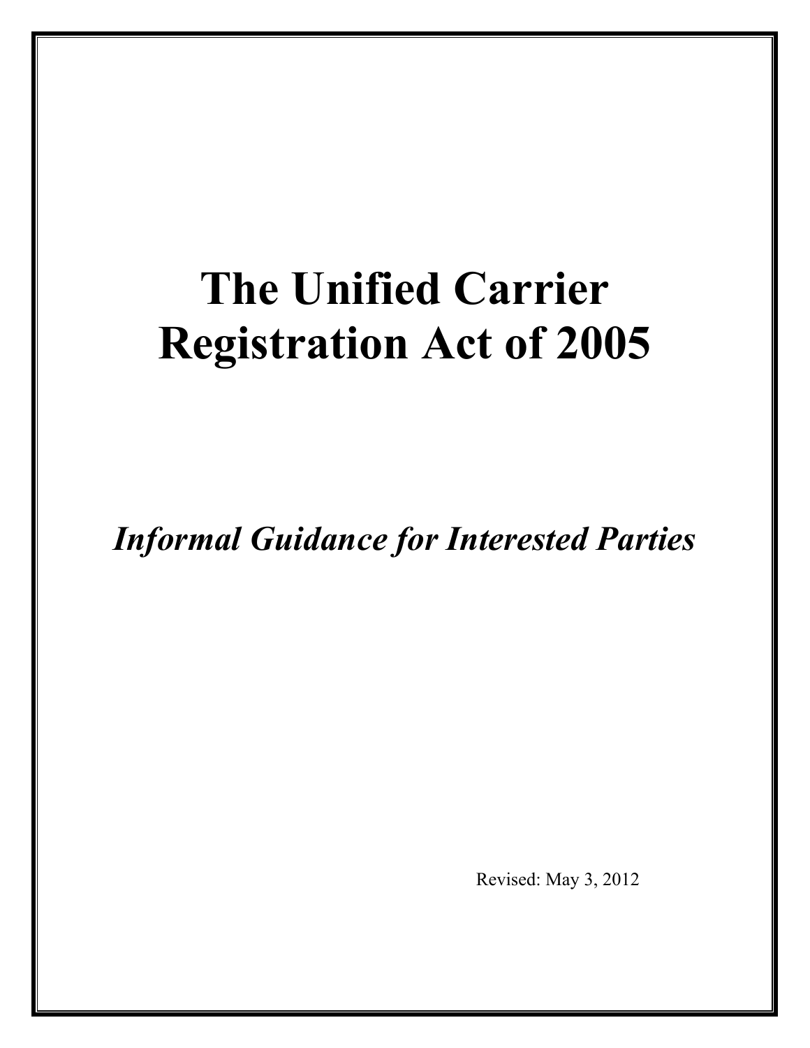# The Unified Carrier Registration Act of 2005

***Informal Guidance for Interested Parties***

Revised: May 3, 2012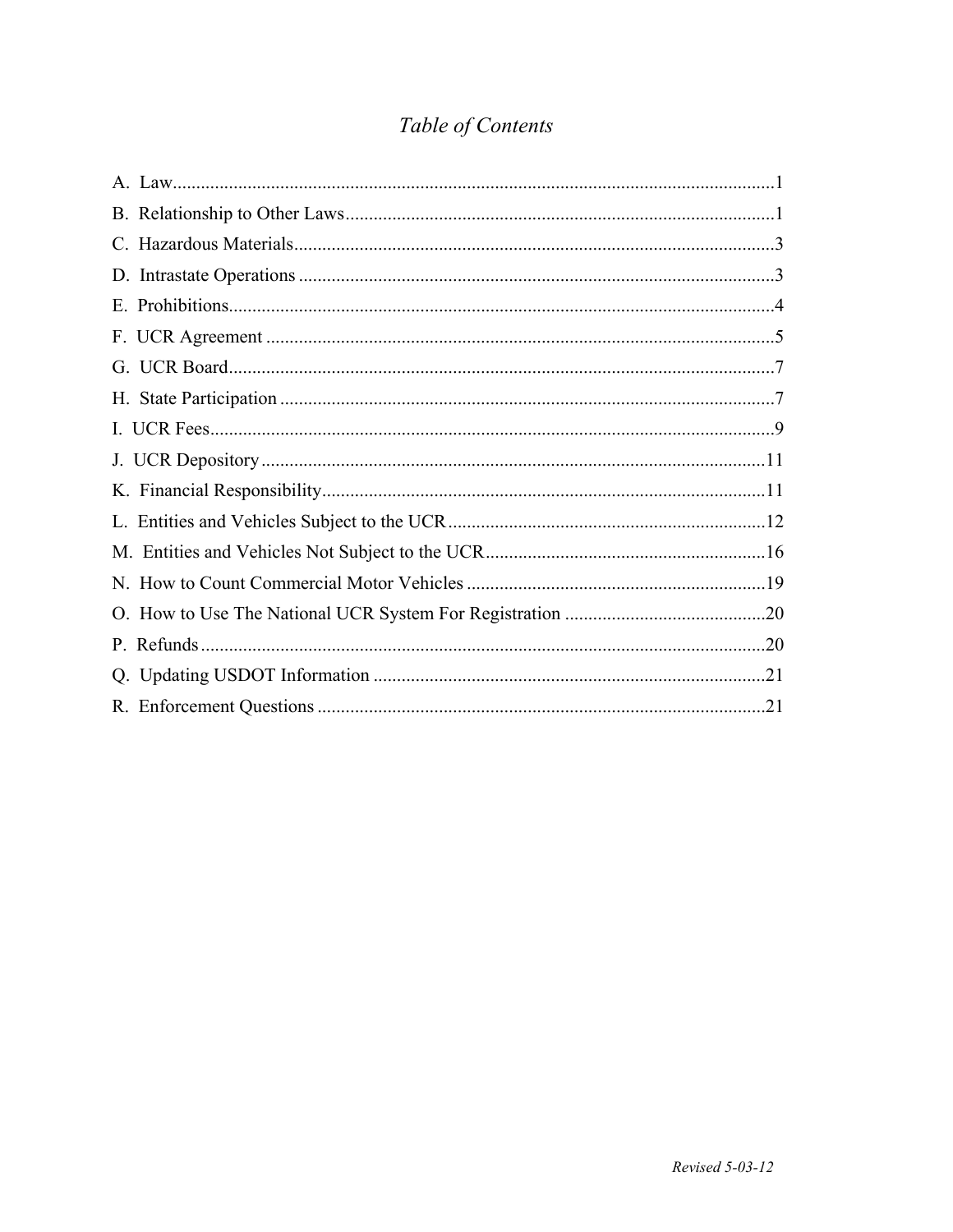# *Table of Contents*

A. Law.....1
B. Relationship to Other Laws.....1
C. Hazardous Materials.....3
D. Intrastate Operations.....3
E. Prohibitions.....4
F. UCR Agreement.....5
G. UCR Board.....7
H. State Participation.....7
I. UCR Fees.....9
J. UCR Depository.....11
K. Financial Responsibility.....11
L. Entities and Vehicles Subject to the UCR.....12
M. Entities and Vehicles Not Subject to the UCR.....16
N. How to Count Commercial Motor Vehicles.....19
O. How to Use The National UCR System For Registration.....20
P. Refunds.....20
Q. Updating USDOT Information.....21
R. Enforcement Questions.....21

*Revised 5-03-12*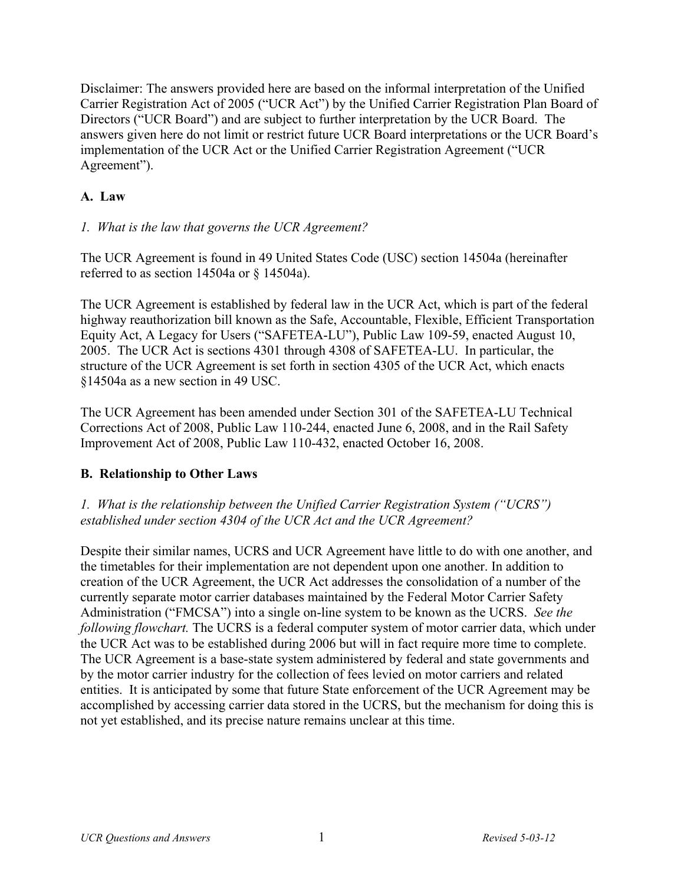Disclaimer: The answers provided here are based on the informal interpretation of the Unified Carrier Registration Act of 2005 ("UCR Act") by the Unified Carrier Registration Plan Board of Directors ("UCR Board") and are subject to further interpretation by the UCR Board. The answers given here do not limit or restrict future UCR Board interpretations or the UCR Board's implementation of the UCR Act or the Unified Carrier Registration Agreement ("UCR Agreement").

## A. Law

*1. What is the law that governs the UCR Agreement?*

The UCR Agreement is found in 49 United States Code (USC) section 14504a (hereinafter referred to as section 14504a or § 14504a).

The UCR Agreement is established by federal law in the UCR Act, which is part of the federal highway reauthorization bill known as the Safe, Accountable, Flexible, Efficient Transportation Equity Act, A Legacy for Users ("SAFETEA-LU"), Public Law 109-59, enacted August 10, 2005. The UCR Act is sections 4301 through 4308 of SAFETEA-LU. In particular, the structure of the UCR Agreement is set forth in section 4305 of the UCR Act, which enacts §14504a as a new section in 49 USC.

The UCR Agreement has been amended under Section 301 of the SAFETEA-LU Technical Corrections Act of 2008, Public Law 110-244, enacted June 6, 2008, and in the Rail Safety Improvement Act of 2008, Public Law 110-432, enacted October 16, 2008.

## B. Relationship to Other Laws

*1. What is the relationship between the Unified Carrier Registration System ("UCRS") established under section 4304 of the UCR Act and the UCR Agreement?*

Despite their similar names, UCRS and UCR Agreement have little to do with one another, and the timetables for their implementation are not dependent upon one another. In addition to creation of the UCR Agreement, the UCR Act addresses the consolidation of a number of the currently separate motor carrier databases maintained by the Federal Motor Carrier Safety Administration ("FMCSA") into a single on-line system to be known as the UCRS. *See the following flowchart.* The UCRS is a federal computer system of motor carrier data, which under the UCR Act was to be established during 2006 but will in fact require more time to complete. The UCR Agreement is a base-state system administered by federal and state governments and by the motor carrier industry for the collection of fees levied on motor carriers and related entities. It is anticipated by some that future State enforcement of the UCR Agreement may be accomplished by accessing carrier data stored in the UCRS, but the mechanism for doing this is not yet established, and its precise nature remains unclear at this time.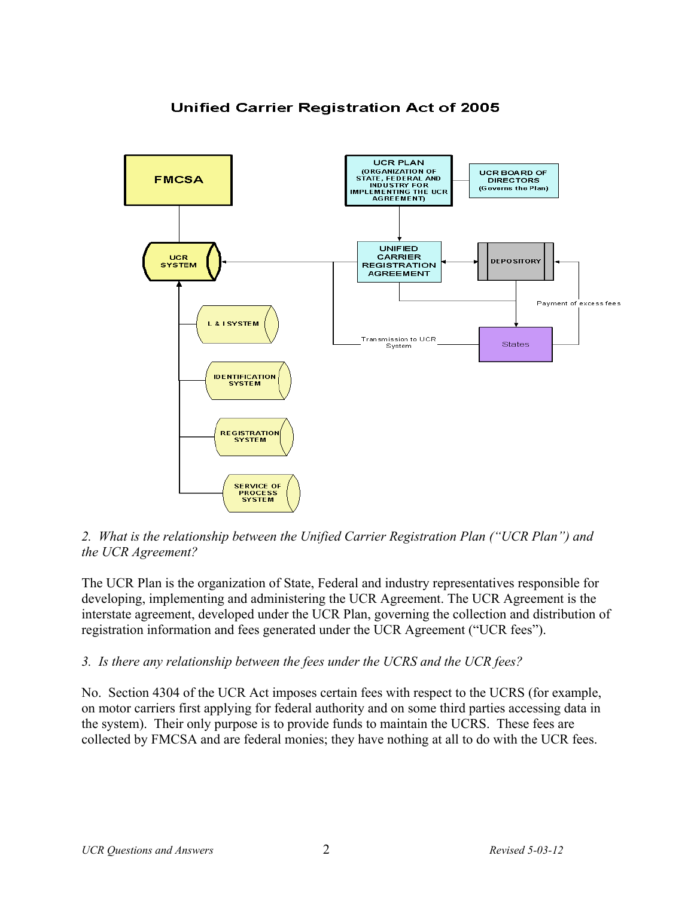## Unified Carrier Registration Act of 2005

FMCSA

UCR SYSTEM

L & I SYSTEM

IDENTIFICATION SYSTEM

REGISTRATION SYSTEM

SERVICE OF PROCESS SYSTEM

UCR PLAN (ORGANIZATION OF STATE, FEDERAL AND INDUSTRY FOR IMPLEMENTING THE UCR AGREEMENT)

UCR BOARD OF DIRECTORS (Governs the Plan)

UNIFIED CARRIER REGISTRATION AGREEMENT

DEPOSITORY

Payment of excess fees

Transmission to UCR System

States

*2. What is the relationship between the Unified Carrier Registration Plan ("UCR Plan") and the UCR Agreement?*

The UCR Plan is the organization of State, Federal and industry representatives responsible for developing, implementing and administering the UCR Agreement. The UCR Agreement is the interstate agreement, developed under the UCR Plan, governing the collection and distribution of registration information and fees generated under the UCR Agreement ("UCR fees").

*3. Is there any relationship between the fees under the UCRS and the UCR fees?*

No. Section 4304 of the UCR Act imposes certain fees with respect to the UCRS (for example, on motor carriers first applying for federal authority and on some third parties accessing data in the system). Their only purpose is to provide funds to maintain the UCRS. These fees are collected by FMCSA and are federal monies; they have nothing at all to do with the UCR fees.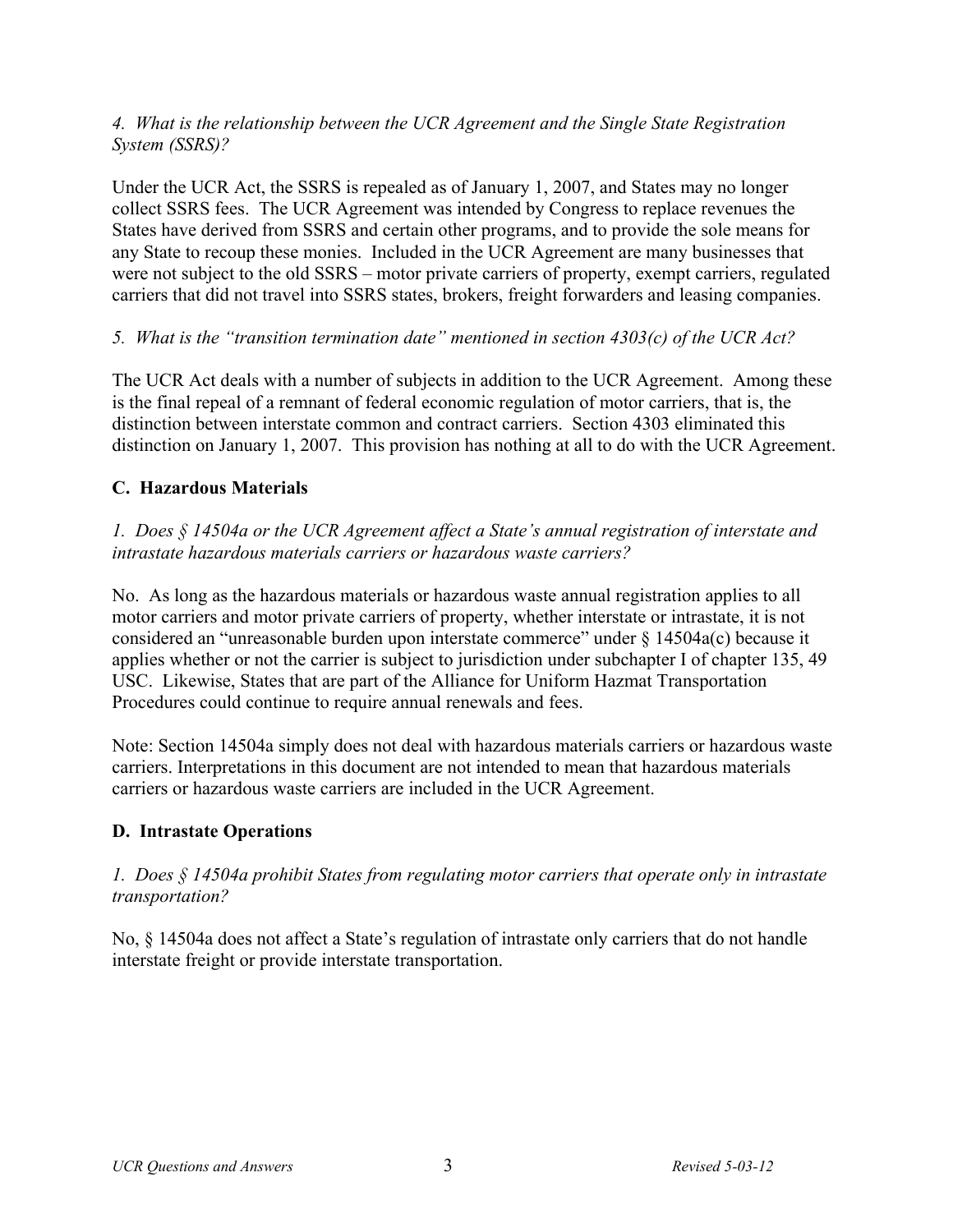*4. What is the relationship between the UCR Agreement and the Single State Registration System (SSRS)?*

Under the UCR Act, the SSRS is repealed as of January 1, 2007, and States may no longer collect SSRS fees. The UCR Agreement was intended by Congress to replace revenues the States have derived from SSRS and certain other programs, and to provide the sole means for any State to recoup these monies. Included in the UCR Agreement are many businesses that were not subject to the old SSRS – motor private carriers of property, exempt carriers, regulated carriers that did not travel into SSRS states, brokers, freight forwarders and leasing companies.

*5. What is the "transition termination date" mentioned in section 4303(c) of the UCR Act?*

The UCR Act deals with a number of subjects in addition to the UCR Agreement. Among these is the final repeal of a remnant of federal economic regulation of motor carriers, that is, the distinction between interstate common and contract carriers. Section 4303 eliminated this distinction on January 1, 2007. This provision has nothing at all to do with the UCR Agreement.

## C. Hazardous Materials

*1. Does § 14504a or the UCR Agreement affect a State's annual registration of interstate and intrastate hazardous materials carriers or hazardous waste carriers?*

No. As long as the hazardous materials or hazardous waste annual registration applies to all motor carriers and motor private carriers of property, whether interstate or intrastate, it is not considered an "unreasonable burden upon interstate commerce" under § 14504a(c) because it applies whether or not the carrier is subject to jurisdiction under subchapter I of chapter 135, 49 USC. Likewise, States that are part of the Alliance for Uniform Hazmat Transportation Procedures could continue to require annual renewals and fees.

Note: Section 14504a simply does not deal with hazardous materials carriers or hazardous waste carriers. Interpretations in this document are not intended to mean that hazardous materials carriers or hazardous waste carriers are included in the UCR Agreement.

## D. Intrastate Operations

*1. Does § 14504a prohibit States from regulating motor carriers that operate only in intrastate transportation?*

No, § 14504a does not affect a State's regulation of intrastate only carriers that do not handle interstate freight or provide interstate transportation.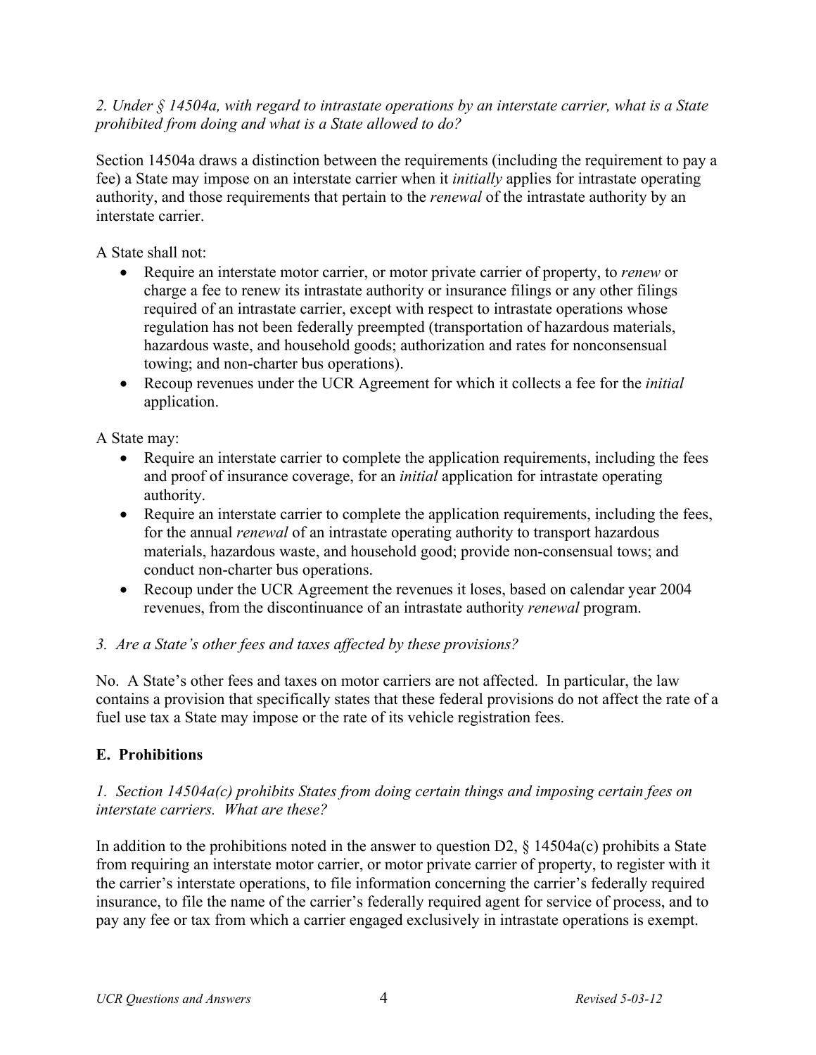*2. Under § 14504a, with regard to intrastate operations by an interstate carrier, what is a State prohibited from doing and what is a State allowed to do?*

Section 14504a draws a distinction between the requirements (including the requirement to pay a fee) a State may impose on an interstate carrier when it *initially* applies for intrastate operating authority, and those requirements that pertain to the *renewal* of the intrastate authority by an interstate carrier.

A State shall not:

- Require an interstate motor carrier, or motor private carrier of property, to *renew* or charge a fee to renew its intrastate authority or insurance filings or any other filings required of an intrastate carrier, except with respect to intrastate operations whose regulation has not been federally preempted (transportation of hazardous materials, hazardous waste, and household goods; authorization and rates for nonconsensual towing; and non-charter bus operations).
- Recoup revenues under the UCR Agreement for which it collects a fee for the *initial* application.

A State may:

- Require an interstate carrier to complete the application requirements, including the fees and proof of insurance coverage, for an *initial* application for intrastate operating authority.
- Require an interstate carrier to complete the application requirements, including the fees, for the annual *renewal* of an intrastate operating authority to transport hazardous materials, hazardous waste, and household good; provide non-consensual tows; and conduct non-charter bus operations.
- Recoup under the UCR Agreement the revenues it loses, based on calendar year 2004 revenues, from the discontinuance of an intrastate authority *renewal* program.

*3. Are a State's other fees and taxes affected by these provisions?*

No. A State's other fees and taxes on motor carriers are not affected. In particular, the law contains a provision that specifically states that these federal provisions do not affect the rate of a fuel use tax a State may impose or the rate of its vehicle registration fees.

## E. Prohibitions

*1. Section 14504a(c) prohibits States from doing certain things and imposing certain fees on interstate carriers. What are these?*

In addition to the prohibitions noted in the answer to question D2, § 14504a(c) prohibits a State from requiring an interstate motor carrier, or motor private carrier of property, to register with it the carrier's interstate operations, to file information concerning the carrier's federally required insurance, to file the name of the carrier's federally required agent for service of process, and to pay any fee or tax from which a carrier engaged exclusively in intrastate operations is exempt.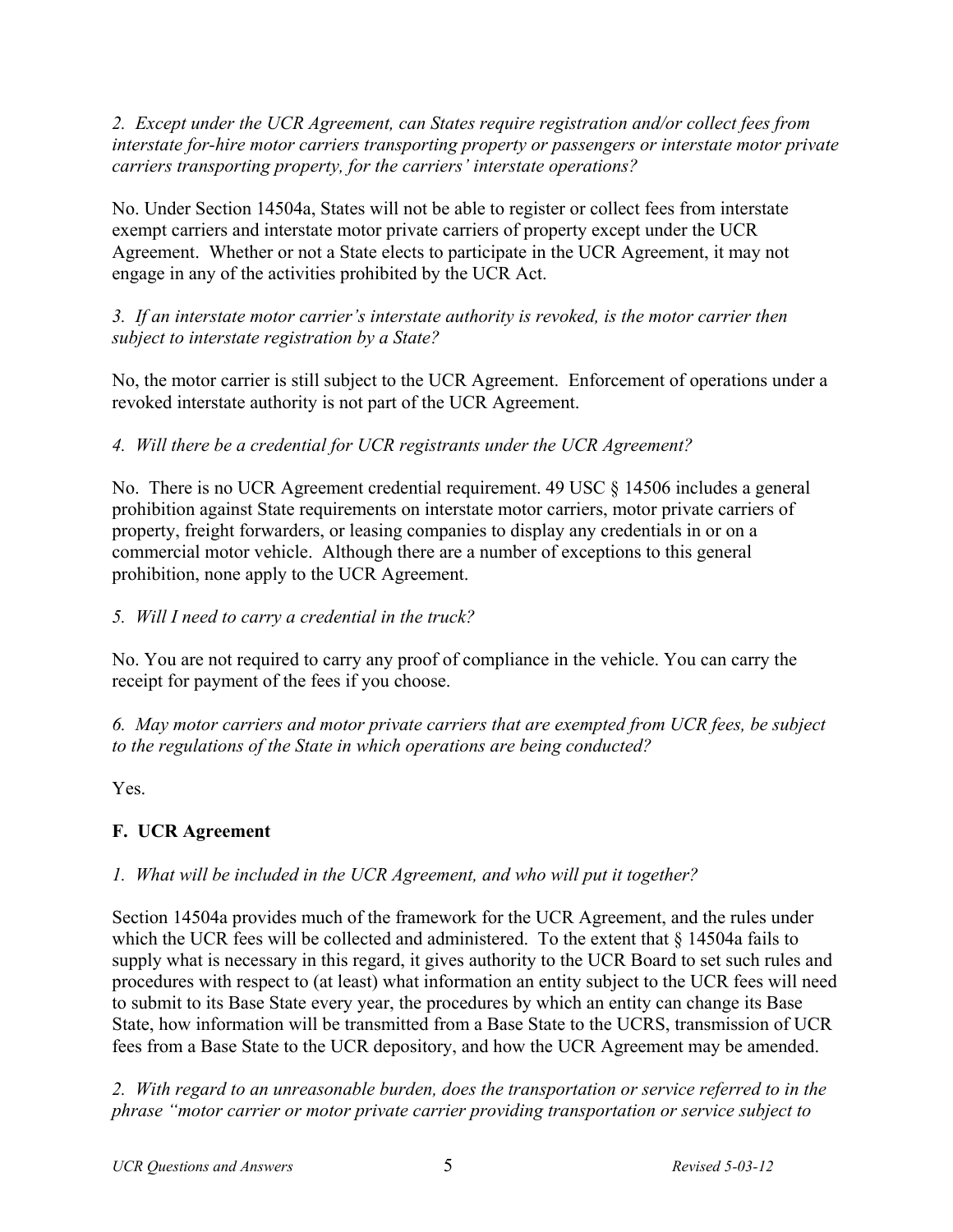*2. Except under the UCR Agreement, can States require registration and/or collect fees from interstate for-hire motor carriers transporting property or passengers or interstate motor private carriers transporting property, for the carriers' interstate operations?*

No. Under Section 14504a, States will not be able to register or collect fees from interstate exempt carriers and interstate motor private carriers of property except under the UCR Agreement. Whether or not a State elects to participate in the UCR Agreement, it may not engage in any of the activities prohibited by the UCR Act.

*3. If an interstate motor carrier's interstate authority is revoked, is the motor carrier then subject to interstate registration by a State?*

No, the motor carrier is still subject to the UCR Agreement. Enforcement of operations under a revoked interstate authority is not part of the UCR Agreement.

*4. Will there be a credential for UCR registrants under the UCR Agreement?*

No. There is no UCR Agreement credential requirement. 49 USC § 14506 includes a general prohibition against State requirements on interstate motor carriers, motor private carriers of property, freight forwarders, or leasing companies to display any credentials in or on a commercial motor vehicle. Although there are a number of exceptions to this general prohibition, none apply to the UCR Agreement.

*5. Will I need to carry a credential in the truck?*

No. You are not required to carry any proof of compliance in the vehicle. You can carry the receipt for payment of the fees if you choose.

*6. May motor carriers and motor private carriers that are exempted from UCR fees, be subject to the regulations of the State in which operations are being conducted?*

Yes.

## F. UCR Agreement

*1. What will be included in the UCR Agreement, and who will put it together?*

Section 14504a provides much of the framework for the UCR Agreement, and the rules under which the UCR fees will be collected and administered. To the extent that § 14504a fails to supply what is necessary in this regard, it gives authority to the UCR Board to set such rules and procedures with respect to (at least) what information an entity subject to the UCR fees will need to submit to its Base State every year, the procedures by which an entity can change its Base State, how information will be transmitted from a Base State to the UCRS, transmission of UCR fees from a Base State to the UCR depository, and how the UCR Agreement may be amended.

*2. With regard to an unreasonable burden, does the transportation or service referred to in the phrase "motor carrier or motor private carrier providing transportation or service subject to*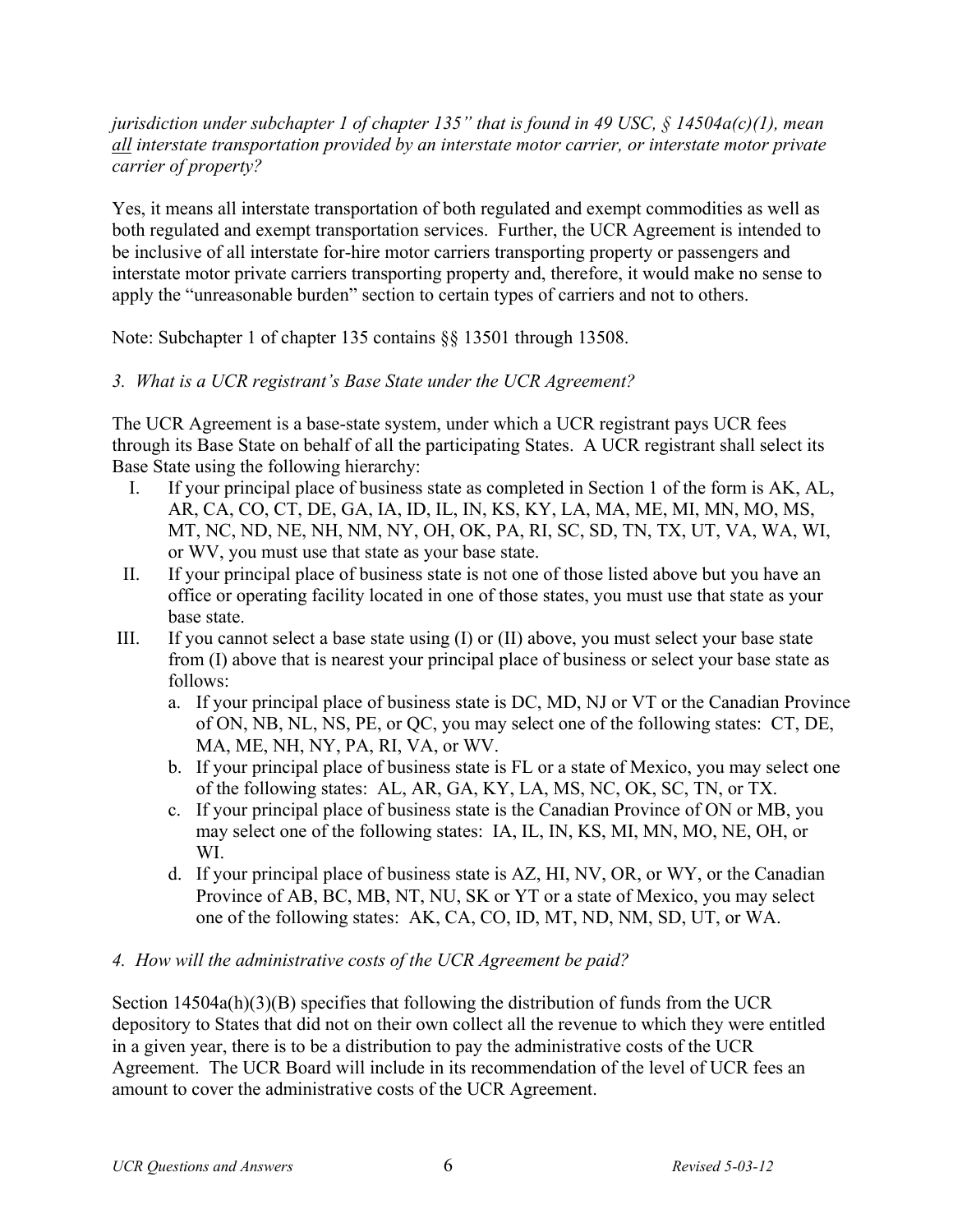*jurisdiction under subchapter 1 of chapter 135" that is found in 49 USC, § 14504a(c)(1), mean* ***all*** *interstate transportation provided by an interstate motor carrier, or interstate motor private carrier of property?*

Yes, it means all interstate transportation of both regulated and exempt commodities as well as both regulated and exempt transportation services. Further, the UCR Agreement is intended to be inclusive of all interstate for-hire motor carriers transporting property or passengers and interstate motor private carriers transporting property and, therefore, it would make no sense to apply the "unreasonable burden" section to certain types of carriers and not to others.

Note: Subchapter 1 of chapter 135 contains §§ 13501 through 13508.

*3. What is a UCR registrant's Base State under the UCR Agreement?*

The UCR Agreement is a base-state system, under which a UCR registrant pays UCR fees through its Base State on behalf of all the participating States. A UCR registrant shall select its Base State using the following hierarchy:

I. If your principal place of business state as completed in Section 1 of the form is AK, AL, AR, CA, CO, CT, DE, GA, IA, ID, IL, IN, KS, KY, LA, MA, ME, MI, MN, MO, MS, MT, NC, ND, NE, NH, NM, NY, OH, OK, PA, RI, SC, SD, TN, TX, UT, VA, WA, WI, or WV, you must use that state as your base state.

II. If your principal place of business state is not one of those listed above but you have an office or operating facility located in one of those states, you must use that state as your base state.

III. If you cannot select a base state using (I) or (II) above, you must select your base state from (I) above that is nearest your principal place of business or select your base state as follows:
   a. If your principal place of business state is DC, MD, NJ or VT or the Canadian Province of ON, NB, NL, NS, PE, or QC, you may select one of the following states: CT, DE, MA, ME, NH, NY, PA, RI, VA, or WV.
   b. If your principal place of business state is FL or a state of Mexico, you may select one of the following states: AL, AR, GA, KY, LA, MS, NC, OK, SC, TN, or TX.
   c. If your principal place of business state is the Canadian Province of ON or MB, you may select one of the following states: IA, IL, IN, KS, MI, MN, MO, NE, OH, or WI.
   d. If your principal place of business state is AZ, HI, NV, OR, or WY, or the Canadian Province of AB, BC, MB, NT, NU, SK or YT or a state of Mexico, you may select one of the following states: AK, CA, CO, ID, MT, ND, NM, SD, UT, or WA.

*4. How will the administrative costs of the UCR Agreement be paid?*

Section 14504a(h)(3)(B) specifies that following the distribution of funds from the UCR depository to States that did not on their own collect all the revenue to which they were entitled in a given year, there is to be a distribution to pay the administrative costs of the UCR Agreement. The UCR Board will include in its recommendation of the level of UCR fees an amount to cover the administrative costs of the UCR Agreement.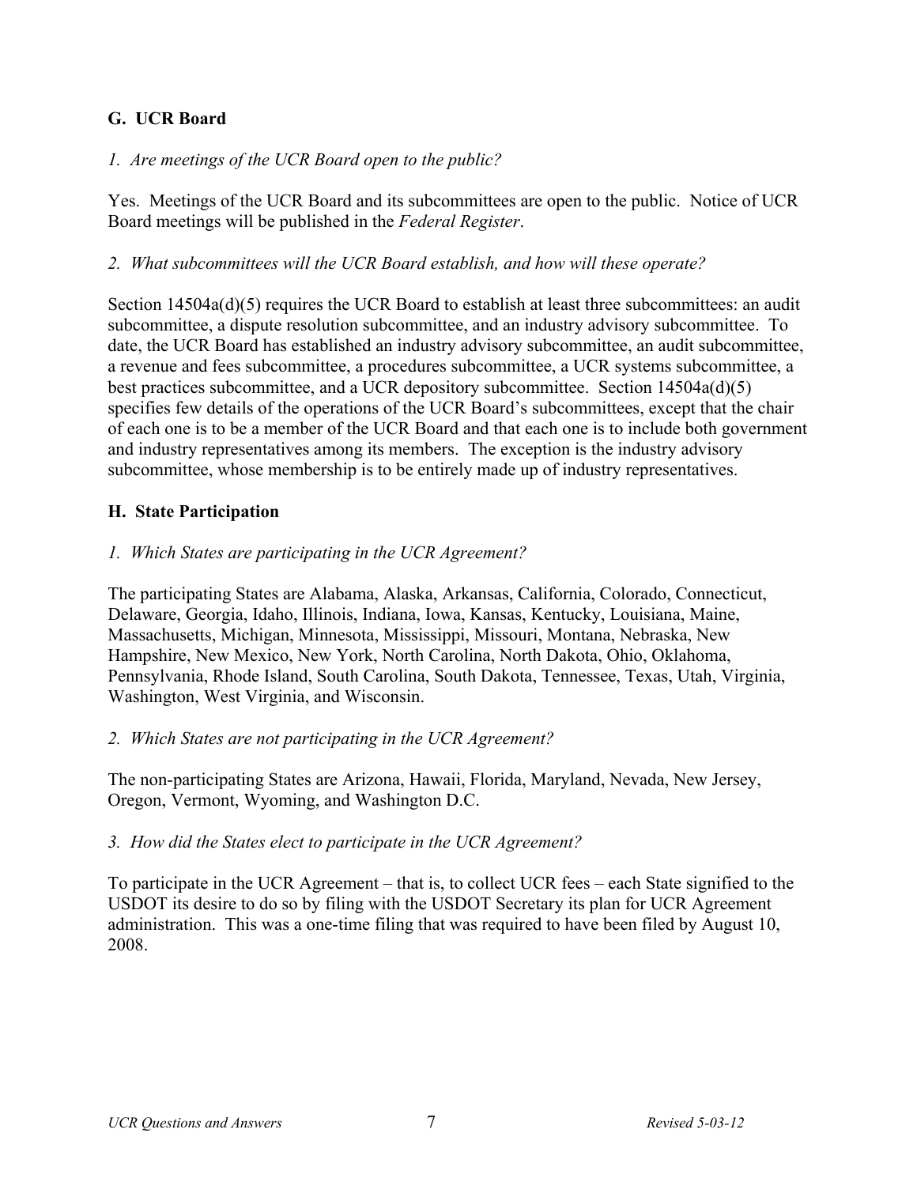## G. UCR Board

*1. Are meetings of the UCR Board open to the public?*

Yes. Meetings of the UCR Board and its subcommittees are open to the public. Notice of UCR Board meetings will be published in the *Federal Register*.

*2. What subcommittees will the UCR Board establish, and how will these operate?*

Section 14504a(d)(5) requires the UCR Board to establish at least three subcommittees: an audit subcommittee, a dispute resolution subcommittee, and an industry advisory subcommittee. To date, the UCR Board has established an industry advisory subcommittee, an audit subcommittee, a revenue and fees subcommittee, a procedures subcommittee, a UCR systems subcommittee, a best practices subcommittee, and a UCR depository subcommittee. Section 14504a(d)(5) specifies few details of the operations of the UCR Board's subcommittees, except that the chair of each one is to be a member of the UCR Board and that each one is to include both government and industry representatives among its members. The exception is the industry advisory subcommittee, whose membership is to be entirely made up of industry representatives.

## H. State Participation

*1. Which States are participating in the UCR Agreement?*

The participating States are Alabama, Alaska, Arkansas, California, Colorado, Connecticut, Delaware, Georgia, Idaho, Illinois, Indiana, Iowa, Kansas, Kentucky, Louisiana, Maine, Massachusetts, Michigan, Minnesota, Mississippi, Missouri, Montana, Nebraska, New Hampshire, New Mexico, New York, North Carolina, North Dakota, Ohio, Oklahoma, Pennsylvania, Rhode Island, South Carolina, South Dakota, Tennessee, Texas, Utah, Virginia, Washington, West Virginia, and Wisconsin.

*2. Which States are not participating in the UCR Agreement?*

The non-participating States are Arizona, Hawaii, Florida, Maryland, Nevada, New Jersey, Oregon, Vermont, Wyoming, and Washington D.C.

*3. How did the States elect to participate in the UCR Agreement?*

To participate in the UCR Agreement – that is, to collect UCR fees – each State signified to the USDOT its desire to do so by filing with the USDOT Secretary its plan for UCR Agreement administration. This was a one-time filing that was required to have been filed by August 10, 2008.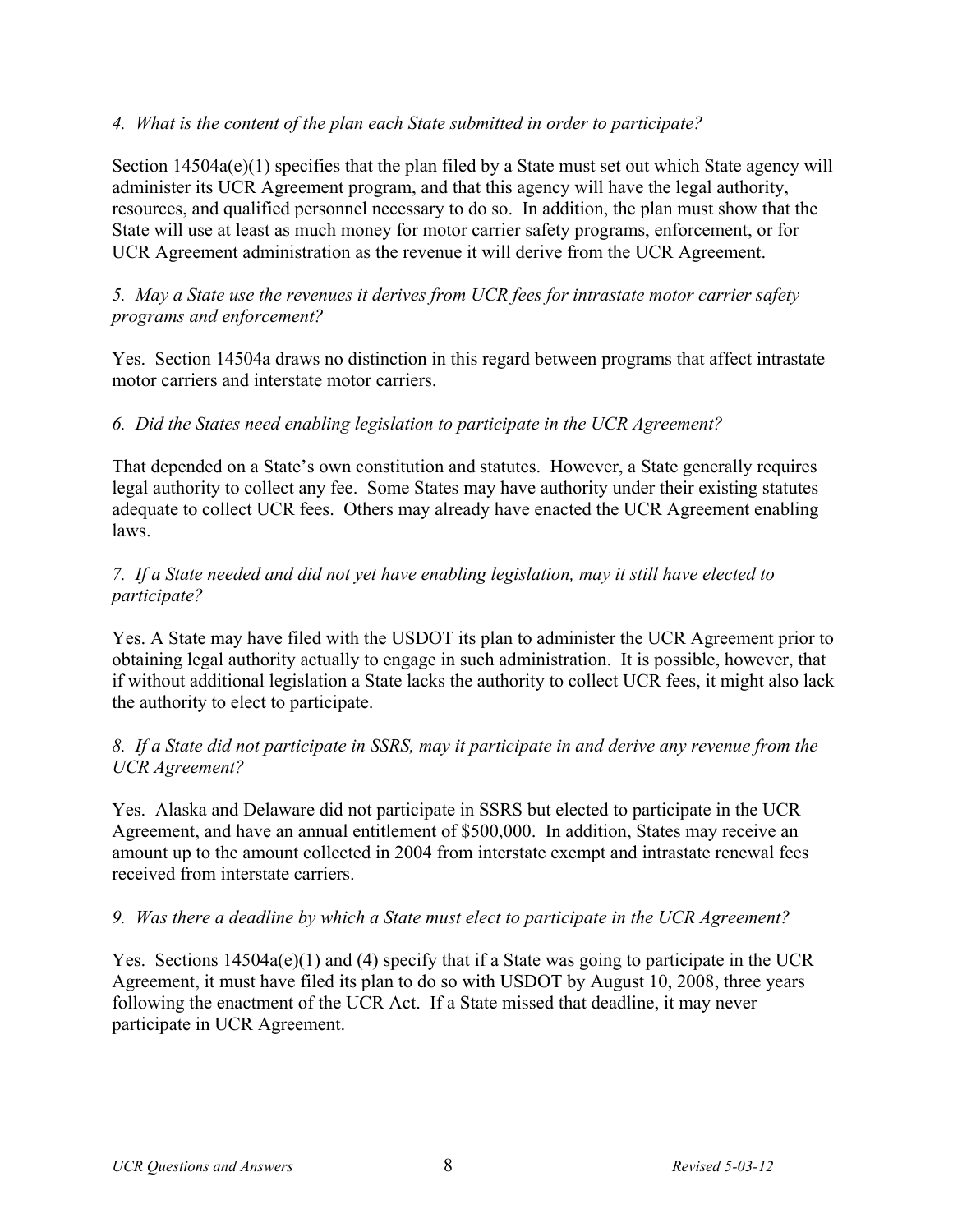*4. What is the content of the plan each State submitted in order to participate?*

Section 14504a(e)(1) specifies that the plan filed by a State must set out which State agency will administer its UCR Agreement program, and that this agency will have the legal authority, resources, and qualified personnel necessary to do so. In addition, the plan must show that the State will use at least as much money for motor carrier safety programs, enforcement, or for UCR Agreement administration as the revenue it will derive from the UCR Agreement.

*5. May a State use the revenues it derives from UCR fees for intrastate motor carrier safety programs and enforcement?*

Yes. Section 14504a draws no distinction in this regard between programs that affect intrastate motor carriers and interstate motor carriers.

*6. Did the States need enabling legislation to participate in the UCR Agreement?*

That depended on a State's own constitution and statutes. However, a State generally requires legal authority to collect any fee. Some States may have authority under their existing statutes adequate to collect UCR fees. Others may already have enacted the UCR Agreement enabling laws.

*7. If a State needed and did not yet have enabling legislation, may it still have elected to participate?*

Yes. A State may have filed with the USDOT its plan to administer the UCR Agreement prior to obtaining legal authority actually to engage in such administration. It is possible, however, that if without additional legislation a State lacks the authority to collect UCR fees, it might also lack the authority to elect to participate.

*8. If a State did not participate in SSRS, may it participate in and derive any revenue from the UCR Agreement?*

Yes. Alaska and Delaware did not participate in SSRS but elected to participate in the UCR Agreement, and have an annual entitlement of $500,000. In addition, States may receive an amount up to the amount collected in 2004 from interstate exempt and intrastate renewal fees received from interstate carriers.

*9. Was there a deadline by which a State must elect to participate in the UCR Agreement?*

Yes. Sections 14504a(e)(1) and (4) specify that if a State was going to participate in the UCR Agreement, it must have filed its plan to do so with USDOT by August 10, 2008, three years following the enactment of the UCR Act. If a State missed that deadline, it may never participate in UCR Agreement.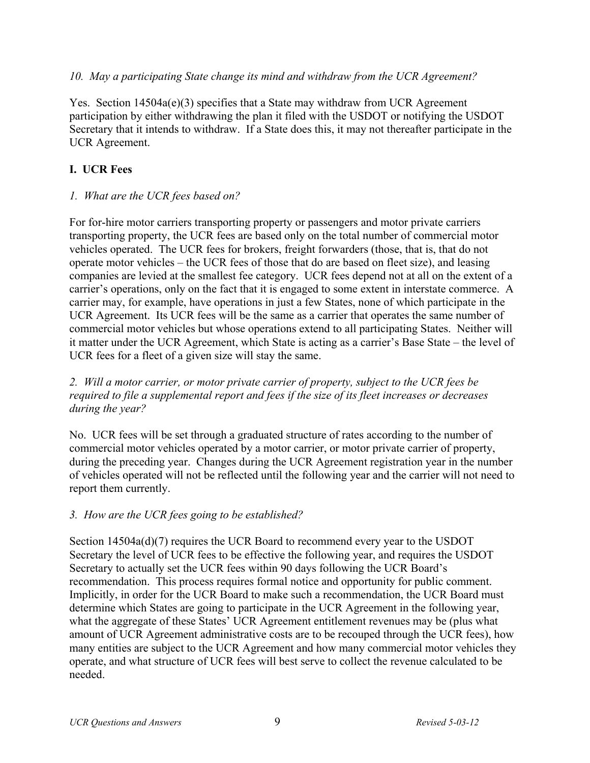*10. May a participating State change its mind and withdraw from the UCR Agreement?*

Yes. Section 14504a(e)(3) specifies that a State may withdraw from UCR Agreement participation by either withdrawing the plan it filed with the USDOT or notifying the USDOT Secretary that it intends to withdraw. If a State does this, it may not thereafter participate in the UCR Agreement.

## I. UCR Fees

*1. What are the UCR fees based on?*

For for-hire motor carriers transporting property or passengers and motor private carriers transporting property, the UCR fees are based only on the total number of commercial motor vehicles operated. The UCR fees for brokers, freight forwarders (those, that is, that do not operate motor vehicles – the UCR fees of those that do are based on fleet size), and leasing companies are levied at the smallest fee category. UCR fees depend not at all on the extent of a carrier's operations, only on the fact that it is engaged to some extent in interstate commerce. A carrier may, for example, have operations in just a few States, none of which participate in the UCR Agreement. Its UCR fees will be the same as a carrier that operates the same number of commercial motor vehicles but whose operations extend to all participating States. Neither will it matter under the UCR Agreement, which State is acting as a carrier's Base State – the level of UCR fees for a fleet of a given size will stay the same.

*2. Will a motor carrier, or motor private carrier of property, subject to the UCR fees be required to file a supplemental report and fees if the size of its fleet increases or decreases during the year?*

No. UCR fees will be set through a graduated structure of rates according to the number of commercial motor vehicles operated by a motor carrier, or motor private carrier of property, during the preceding year. Changes during the UCR Agreement registration year in the number of vehicles operated will not be reflected until the following year and the carrier will not need to report them currently.

*3. How are the UCR fees going to be established?*

Section 14504a(d)(7) requires the UCR Board to recommend every year to the USDOT Secretary the level of UCR fees to be effective the following year, and requires the USDOT Secretary to actually set the UCR fees within 90 days following the UCR Board's recommendation. This process requires formal notice and opportunity for public comment. Implicitly, in order for the UCR Board to make such a recommendation, the UCR Board must determine which States are going to participate in the UCR Agreement in the following year, what the aggregate of these States' UCR Agreement entitlement revenues may be (plus what amount of UCR Agreement administrative costs are to be recouped through the UCR fees), how many entities are subject to the UCR Agreement and how many commercial motor vehicles they operate, and what structure of UCR fees will best serve to collect the revenue calculated to be needed.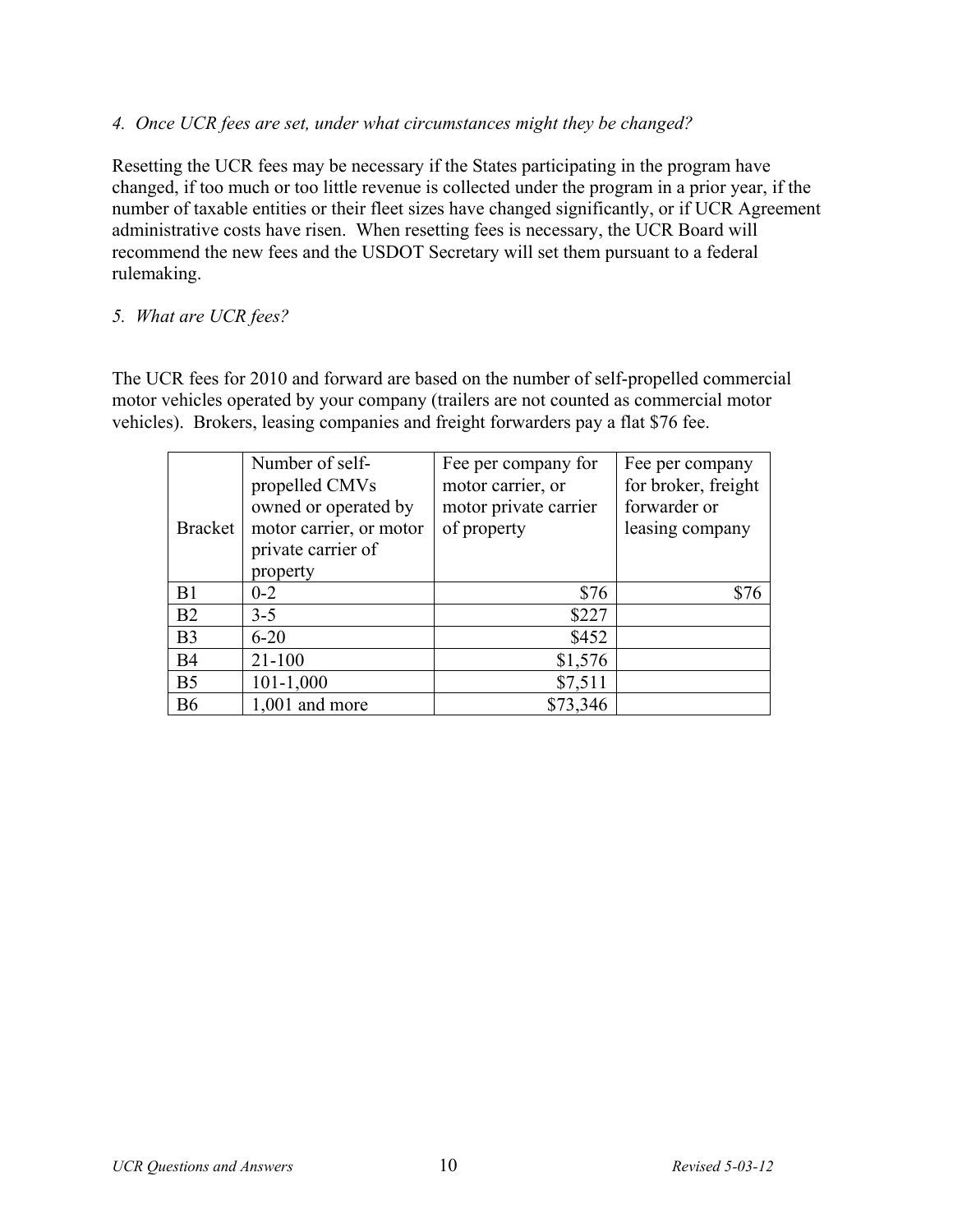*4. Once UCR fees are set, under what circumstances might they be changed?*

Resetting the UCR fees may be necessary if the States participating in the program have changed, if too much or too little revenue is collected under the program in a prior year, if the number of taxable entities or their fleet sizes have changed significantly, or if UCR Agreement administrative costs have risen. When resetting fees is necessary, the UCR Board will recommend the new fees and the USDOT Secretary will set them pursuant to a federal rulemaking.

*5. What are UCR fees?*

The UCR fees for 2010 and forward are based on the number of self-propelled commercial motor vehicles operated by your company (trailers are not counted as commercial motor vehicles). Brokers, leasing companies and freight forwarders pay a flat $76 fee.

| Bracket | Number of self-propelled CMVs owned or operated by motor carrier, or motor private carrier of property | Fee per company for motor carrier, or motor private carrier of property | Fee per company for broker, freight forwarder or leasing company |
|---|---|---|---|
| B1 | 0-2 | $76 | $76 |
| B2 | 3-5 | $227 | |
| B3 | 6-20 | $452 | |
| B4 | 21-100 | $1,576 | |
| B5 | 101-1,000 | $7,511 | |
| B6 | 1,001 and more | $73,346 | |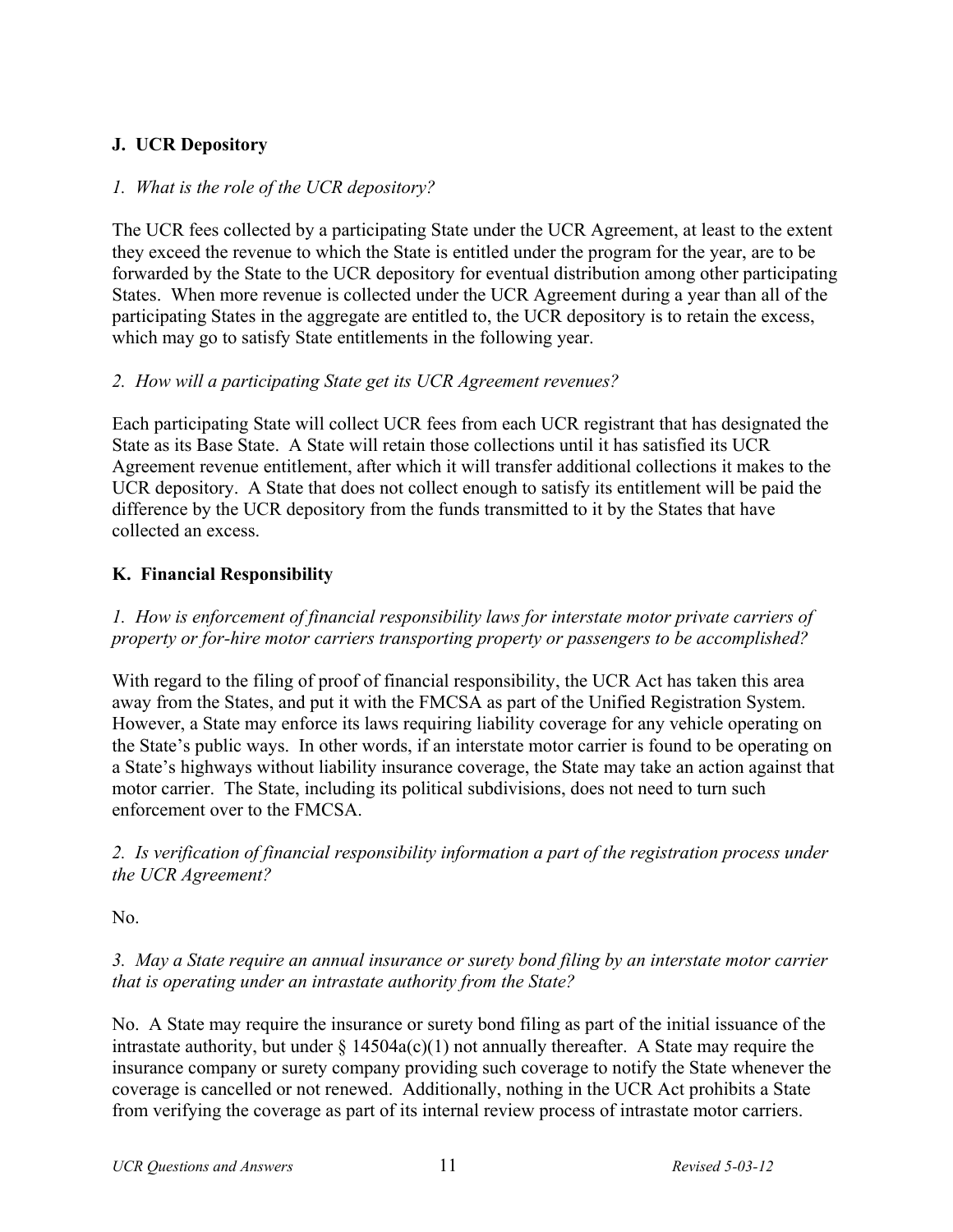## J. UCR Depository

*1. What is the role of the UCR depository?*

The UCR fees collected by a participating State under the UCR Agreement, at least to the extent they exceed the revenue to which the State is entitled under the program for the year, are to be forwarded by the State to the UCR depository for eventual distribution among other participating States. When more revenue is collected under the UCR Agreement during a year than all of the participating States in the aggregate are entitled to, the UCR depository is to retain the excess, which may go to satisfy State entitlements in the following year.

*2. How will a participating State get its UCR Agreement revenues?*

Each participating State will collect UCR fees from each UCR registrant that has designated the State as its Base State. A State will retain those collections until it has satisfied its UCR Agreement revenue entitlement, after which it will transfer additional collections it makes to the UCR depository. A State that does not collect enough to satisfy its entitlement will be paid the difference by the UCR depository from the funds transmitted to it by the States that have collected an excess.

## K. Financial Responsibility

*1. How is enforcement of financial responsibility laws for interstate motor private carriers of property or for-hire motor carriers transporting property or passengers to be accomplished?*

With regard to the filing of proof of financial responsibility, the UCR Act has taken this area away from the States, and put it with the FMCSA as part of the Unified Registration System. However, a State may enforce its laws requiring liability coverage for any vehicle operating on the State's public ways. In other words, if an interstate motor carrier is found to be operating on a State's highways without liability insurance coverage, the State may take an action against that motor carrier. The State, including its political subdivisions, does not need to turn such enforcement over to the FMCSA.

*2. Is verification of financial responsibility information a part of the registration process under the UCR Agreement?*

No.

*3. May a State require an annual insurance or surety bond filing by an interstate motor carrier that is operating under an intrastate authority from the State?*

No. A State may require the insurance or surety bond filing as part of the initial issuance of the intrastate authority, but under § 14504a(c)(1) not annually thereafter. A State may require the insurance company or surety company providing such coverage to notify the State whenever the coverage is cancelled or not renewed. Additionally, nothing in the UCR Act prohibits a State from verifying the coverage as part of its internal review process of intrastate motor carriers.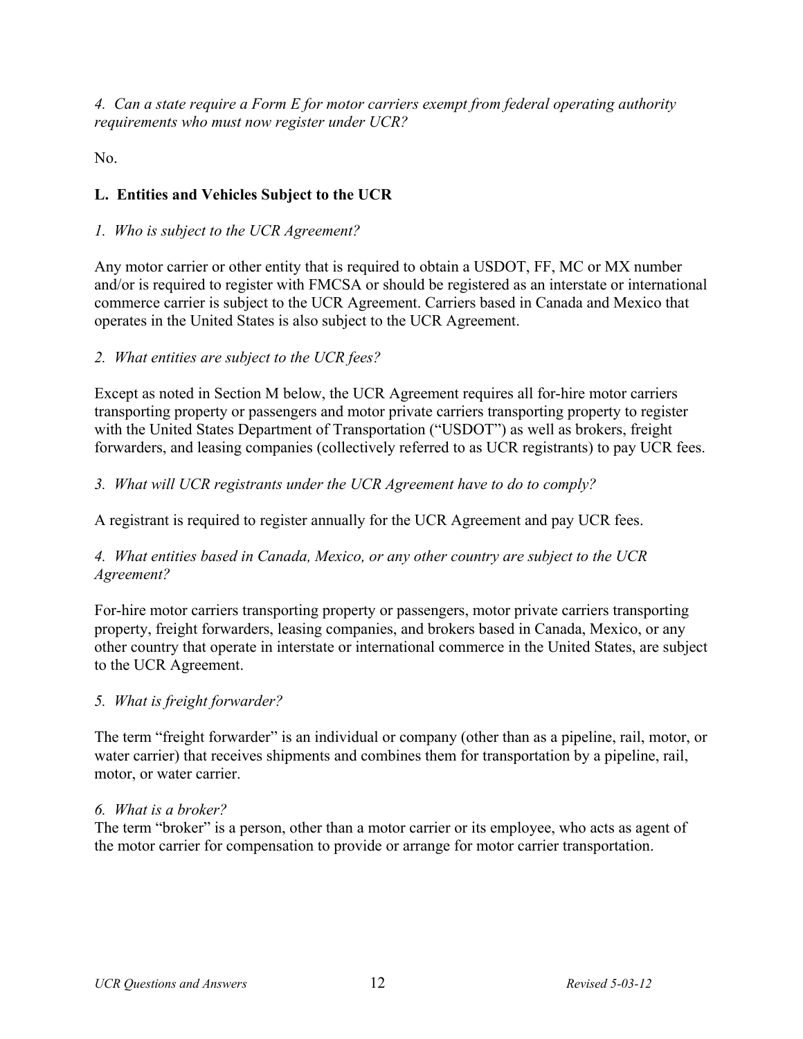*4. Can a state require a Form E for motor carriers exempt from federal operating authority requirements who must now register under UCR?*

No.

## L. Entities and Vehicles Subject to the UCR

*1. Who is subject to the UCR Agreement?*

Any motor carrier or other entity that is required to obtain a USDOT, FF, MC or MX number and/or is required to register with FMCSA or should be registered as an interstate or international commerce carrier is subject to the UCR Agreement. Carriers based in Canada and Mexico that operates in the United States is also subject to the UCR Agreement.

*2. What entities are subject to the UCR fees?*

Except as noted in Section M below, the UCR Agreement requires all for-hire motor carriers transporting property or passengers and motor private carriers transporting property to register with the United States Department of Transportation ("USDOT") as well as brokers, freight forwarders, and leasing companies (collectively referred to as UCR registrants) to pay UCR fees.

*3. What will UCR registrants under the UCR Agreement have to do to comply?*

A registrant is required to register annually for the UCR Agreement and pay UCR fees.

*4. What entities based in Canada, Mexico, or any other country are subject to the UCR Agreement?*

For-hire motor carriers transporting property or passengers, motor private carriers transporting property, freight forwarders, leasing companies, and brokers based in Canada, Mexico, or any other country that operate in interstate or international commerce in the United States, are subject to the UCR Agreement.

*5. What is freight forwarder?*

The term "freight forwarder" is an individual or company (other than as a pipeline, rail, motor, or water carrier) that receives shipments and combines them for transportation by a pipeline, rail, motor, or water carrier.

*6. What is a broker?*

The term "broker" is a person, other than a motor carrier or its employee, who acts as agent of the motor carrier for compensation to provide or arrange for motor carrier transportation.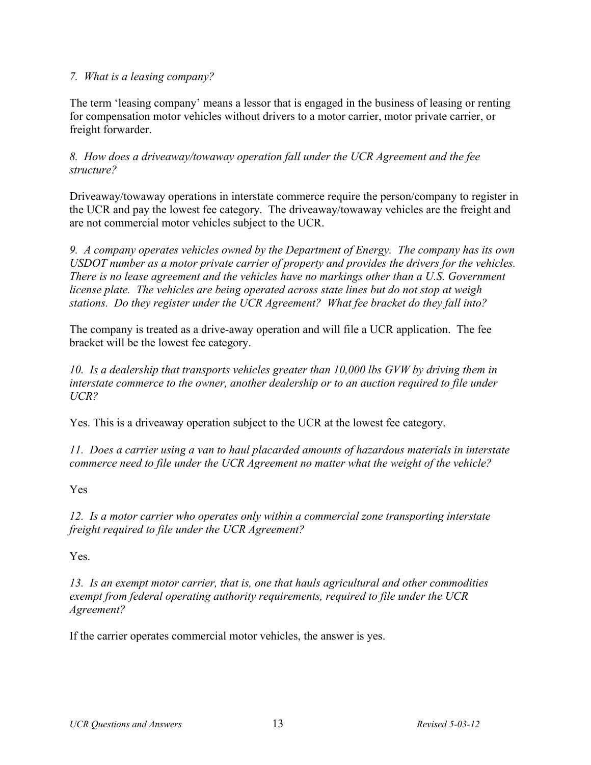*7. What is a leasing company?*

The term 'leasing company' means a lessor that is engaged in the business of leasing or renting for compensation motor vehicles without drivers to a motor carrier, motor private carrier, or freight forwarder.

*8. How does a driveaway/towaway operation fall under the UCR Agreement and the fee structure?*

Driveaway/towaway operations in interstate commerce require the person/company to register in the UCR and pay the lowest fee category. The driveaway/towaway vehicles are the freight and are not commercial motor vehicles subject to the UCR.

*9. A company operates vehicles owned by the Department of Energy. The company has its own USDOT number as a motor private carrier of property and provides the drivers for the vehicles. There is no lease agreement and the vehicles have no markings other than a U.S. Government license plate. The vehicles are being operated across state lines but do not stop at weigh stations. Do they register under the UCR Agreement? What fee bracket do they fall into?*

The company is treated as a drive-away operation and will file a UCR application. The fee bracket will be the lowest fee category.

*10. Is a dealership that transports vehicles greater than 10,000 lbs GVW by driving them in interstate commerce to the owner, another dealership or to an auction required to file under UCR?*

Yes. This is a driveaway operation subject to the UCR at the lowest fee category.

*11. Does a carrier using a van to haul placarded amounts of hazardous materials in interstate commerce need to file under the UCR Agreement no matter what the weight of the vehicle?*

Yes

*12. Is a motor carrier who operates only within a commercial zone transporting interstate freight required to file under the UCR Agreement?*

Yes.

*13. Is an exempt motor carrier, that is, one that hauls agricultural and other commodities exempt from federal operating authority requirements, required to file under the UCR Agreement?*

If the carrier operates commercial motor vehicles, the answer is yes.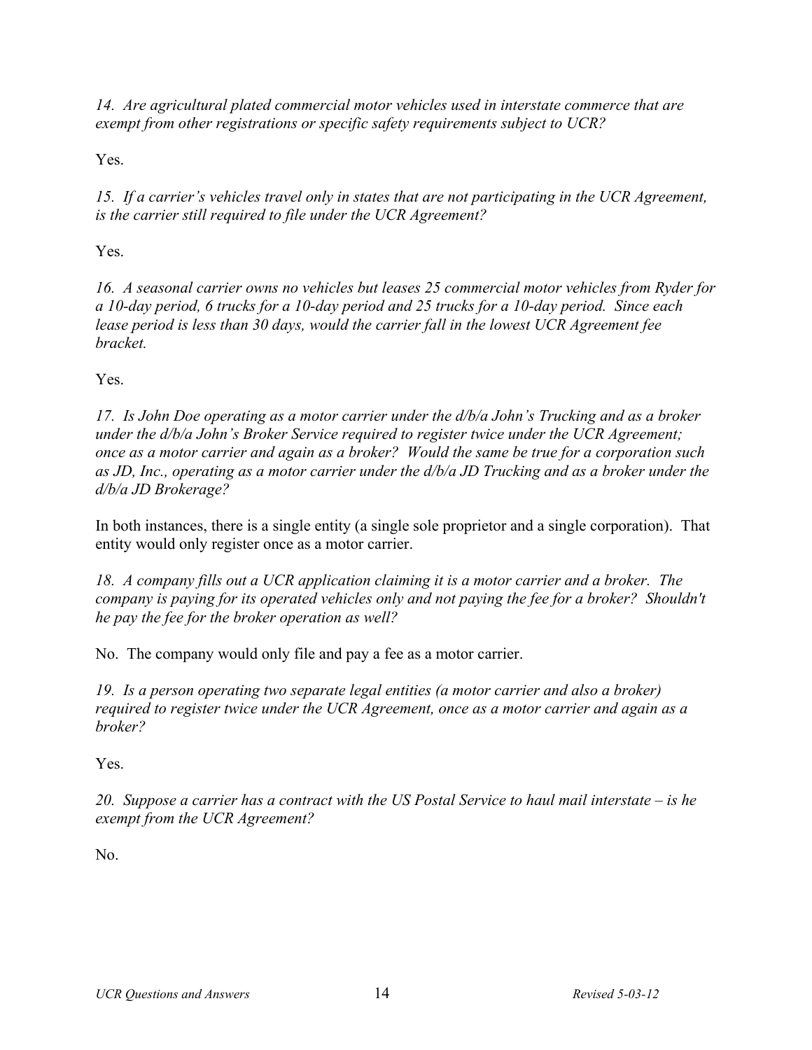*14. Are agricultural plated commercial motor vehicles used in interstate commerce that are exempt from other registrations or specific safety requirements subject to UCR?*

Yes.

*15. If a carrier's vehicles travel only in states that are not participating in the UCR Agreement, is the carrier still required to file under the UCR Agreement?*

Yes.

*16. A seasonal carrier owns no vehicles but leases 25 commercial motor vehicles from Ryder for a 10-day period, 6 trucks for a 10-day period and 25 trucks for a 10-day period. Since each lease period is less than 30 days, would the carrier fall in the lowest UCR Agreement fee bracket.*

Yes.

*17. Is John Doe operating as a motor carrier under the d/b/a John's Trucking and as a broker under the d/b/a John's Broker Service required to register twice under the UCR Agreement; once as a motor carrier and again as a broker? Would the same be true for a corporation such as JD, Inc., operating as a motor carrier under the d/b/a JD Trucking and as a broker under the d/b/a JD Brokerage?*

In both instances, there is a single entity (a single sole proprietor and a single corporation). That entity would only register once as a motor carrier.

*18. A company fills out a UCR application claiming it is a motor carrier and a broker. The company is paying for its operated vehicles only and not paying the fee for a broker? Shouldn't he pay the fee for the broker operation as well?*

No. The company would only file and pay a fee as a motor carrier.

*19. Is a person operating two separate legal entities (a motor carrier and also a broker) required to register twice under the UCR Agreement, once as a motor carrier and again as a broker?*

Yes.

*20. Suppose a carrier has a contract with the US Postal Service to haul mail interstate – is he exempt from the UCR Agreement?*

No.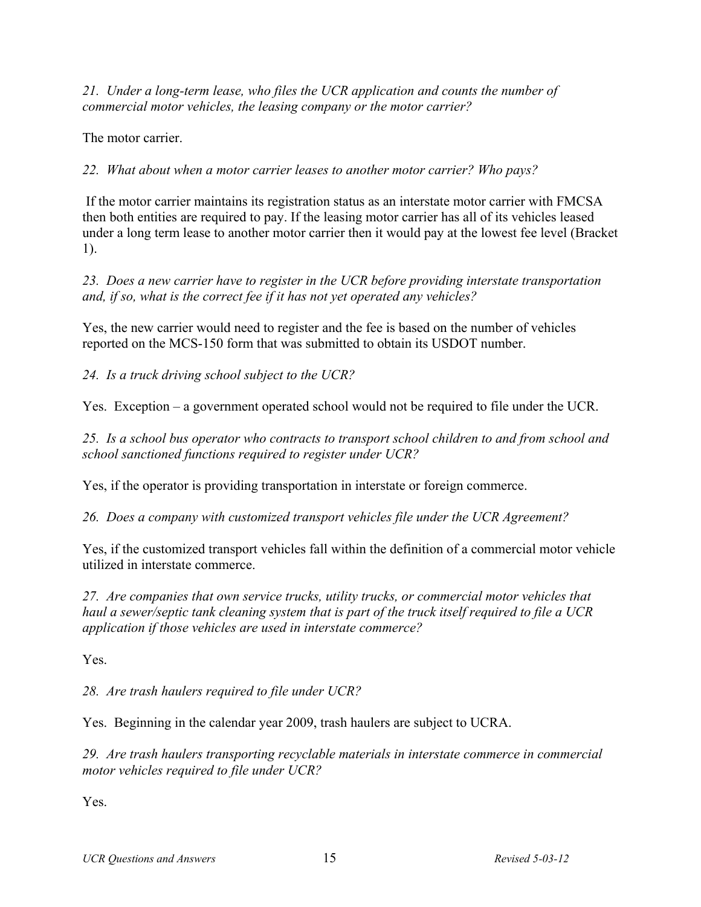*21. Under a long-term lease, who files the UCR application and counts the number of commercial motor vehicles, the leasing company or the motor carrier?*

The motor carrier.

*22. What about when a motor carrier leases to another motor carrier? Who pays?*

If the motor carrier maintains its registration status as an interstate motor carrier with FMCSA then both entities are required to pay. If the leasing motor carrier has all of its vehicles leased under a long term lease to another motor carrier then it would pay at the lowest fee level (Bracket 1).

*23. Does a new carrier have to register in the UCR before providing interstate transportation and, if so, what is the correct fee if it has not yet operated any vehicles?*

Yes, the new carrier would need to register and the fee is based on the number of vehicles reported on the MCS-150 form that was submitted to obtain its USDOT number.

*24. Is a truck driving school subject to the UCR?*

Yes. Exception – a government operated school would not be required to file under the UCR.

*25. Is a school bus operator who contracts to transport school children to and from school and school sanctioned functions required to register under UCR?*

Yes, if the operator is providing transportation in interstate or foreign commerce.

*26. Does a company with customized transport vehicles file under the UCR Agreement?*

Yes, if the customized transport vehicles fall within the definition of a commercial motor vehicle utilized in interstate commerce.

*27. Are companies that own service trucks, utility trucks, or commercial motor vehicles that haul a sewer/septic tank cleaning system that is part of the truck itself required to file a UCR application if those vehicles are used in interstate commerce?*

Yes.

*28. Are trash haulers required to file under UCR?*

Yes. Beginning in the calendar year 2009, trash haulers are subject to UCRA.

*29. Are trash haulers transporting recyclable materials in interstate commerce in commercial motor vehicles required to file under UCR?*

Yes.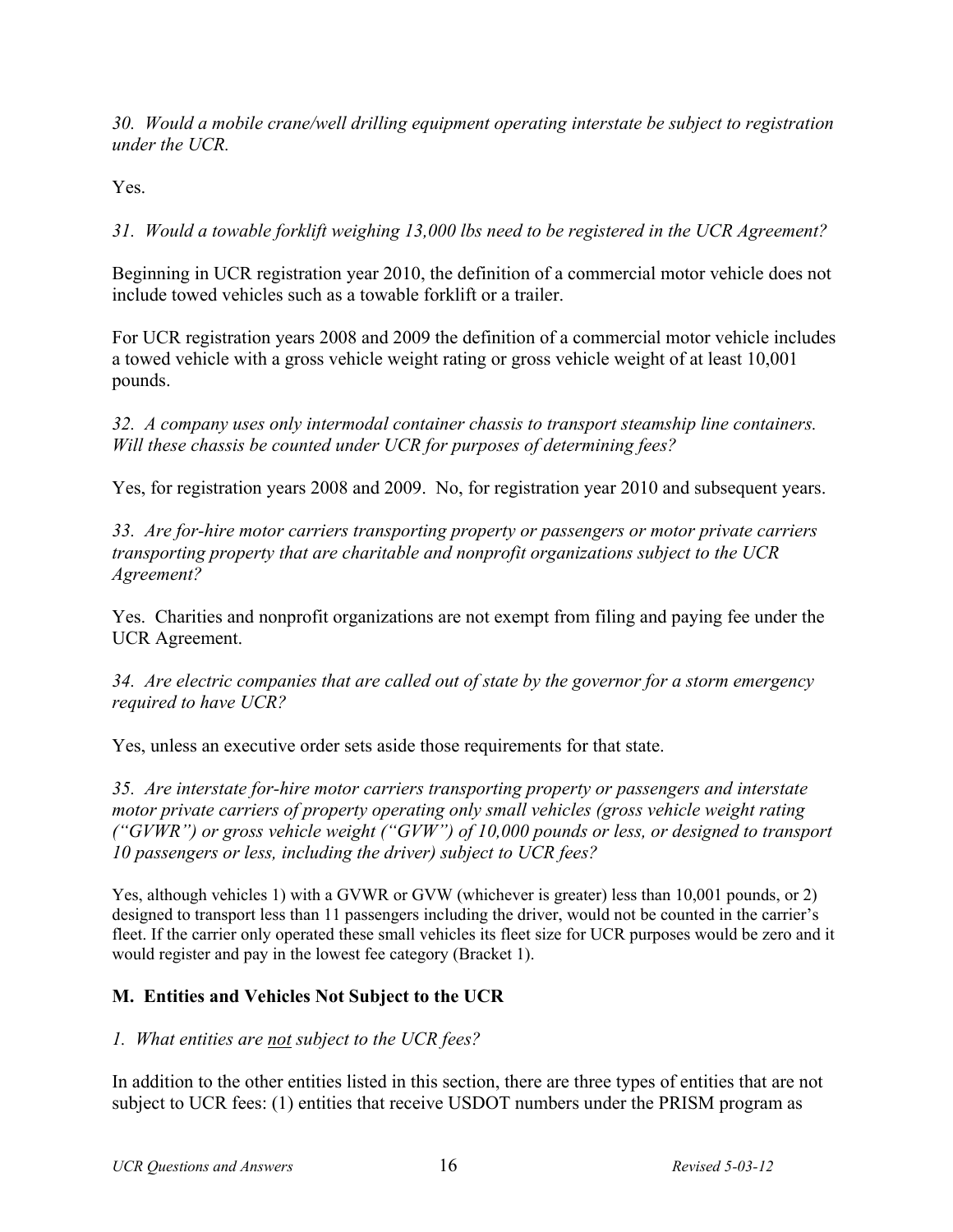*30. Would a mobile crane/well drilling equipment operating interstate be subject to registration under the UCR.*

Yes.

*31. Would a towable forklift weighing 13,000 lbs need to be registered in the UCR Agreement?*

Beginning in UCR registration year 2010, the definition of a commercial motor vehicle does not include towed vehicles such as a towable forklift or a trailer.

For UCR registration years 2008 and 2009 the definition of a commercial motor vehicle includes a towed vehicle with a gross vehicle weight rating or gross vehicle weight of at least 10,001 pounds.

*32. A company uses only intermodal container chassis to transport steamship line containers. Will these chassis be counted under UCR for purposes of determining fees?*

Yes, for registration years 2008 and 2009. No, for registration year 2010 and subsequent years.

*33. Are for-hire motor carriers transporting property or passengers or motor private carriers transporting property that are charitable and nonprofit organizations subject to the UCR Agreement?*

Yes. Charities and nonprofit organizations are not exempt from filing and paying fee under the UCR Agreement.

*34. Are electric companies that are called out of state by the governor for a storm emergency required to have UCR?*

Yes, unless an executive order sets aside those requirements for that state.

*35. Are interstate for-hire motor carriers transporting property or passengers and interstate motor private carriers of property operating only small vehicles (gross vehicle weight rating ("GVWR") or gross vehicle weight ("GVW") of 10,000 pounds or less, or designed to transport 10 passengers or less, including the driver) subject to UCR fees?*

Yes, although vehicles 1) with a GVWR or GVW (whichever is greater) less than 10,001 pounds, or 2) designed to transport less than 11 passengers including the driver, would not be counted in the carrier's fleet. If the carrier only operated these small vehicles its fleet size for UCR purposes would be zero and it would register and pay in the lowest fee category (Bracket 1).

## M. Entities and Vehicles Not Subject to the UCR

*1. What entities are not subject to the UCR fees?*

In addition to the other entities listed in this section, there are three types of entities that are not subject to UCR fees: (1) entities that receive USDOT numbers under the PRISM program as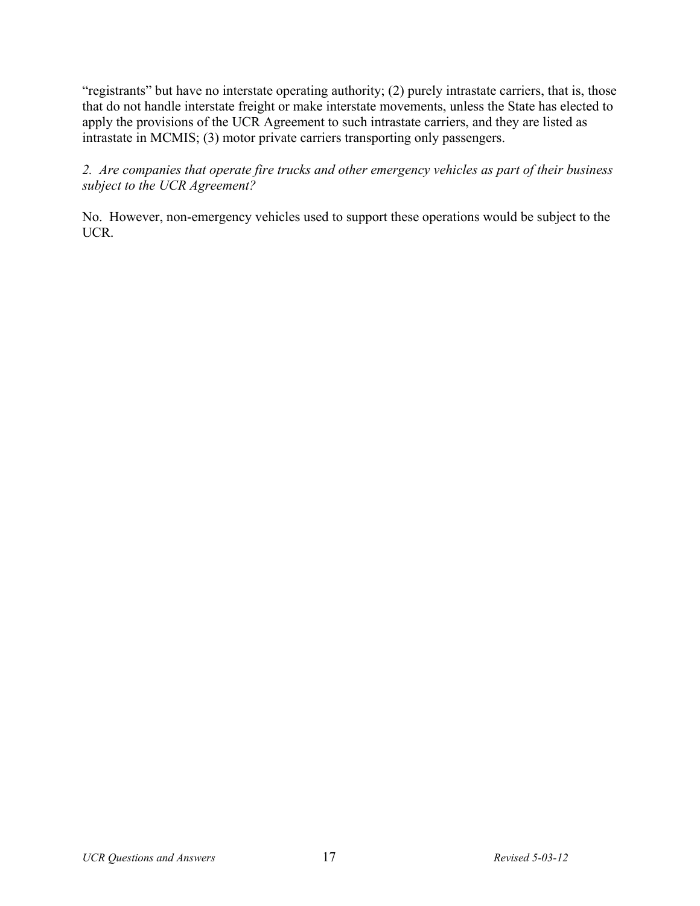“registrants” but have no interstate operating authority; (2) purely intrastate carriers, that is, those that do not handle interstate freight or make interstate movements, unless the State has elected to apply the provisions of the UCR Agreement to such intrastate carriers, and they are listed as intrastate in MCMIS; (3) motor private carriers transporting only passengers.

*2. Are companies that operate fire trucks and other emergency vehicles as part of their business subject to the UCR Agreement?*

No. However, non-emergency vehicles used to support these operations would be subject to the UCR.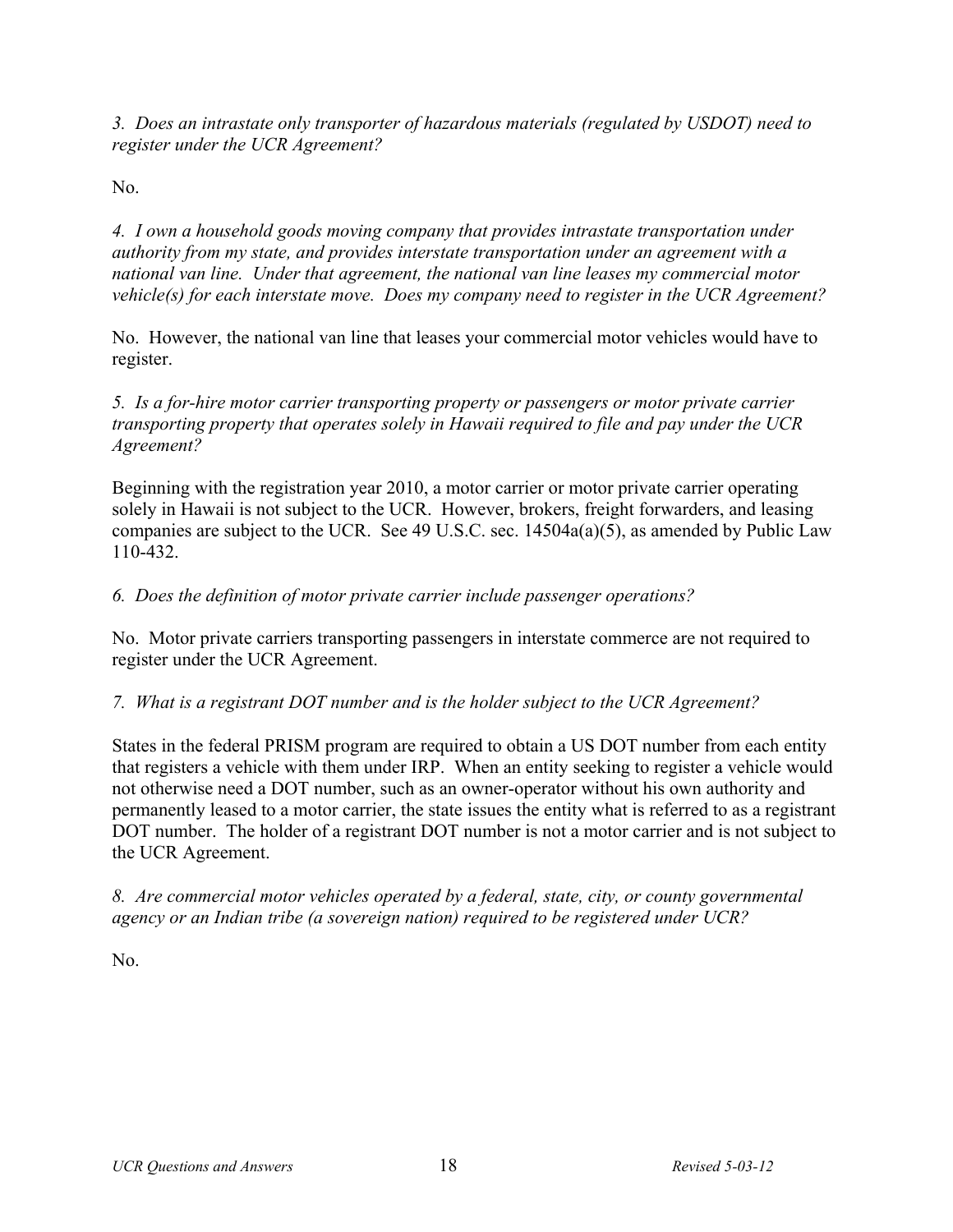*3. Does an intrastate only transporter of hazardous materials (regulated by USDOT) need to register under the UCR Agreement?*

No.

*4. I own a household goods moving company that provides intrastate transportation under authority from my state, and provides interstate transportation under an agreement with a national van line. Under that agreement, the national van line leases my commercial motor vehicle(s) for each interstate move. Does my company need to register in the UCR Agreement?*

No. However, the national van line that leases your commercial motor vehicles would have to register.

*5. Is a for-hire motor carrier transporting property or passengers or motor private carrier transporting property that operates solely in Hawaii required to file and pay under the UCR Agreement?*

Beginning with the registration year 2010, a motor carrier or motor private carrier operating solely in Hawaii is not subject to the UCR. However, brokers, freight forwarders, and leasing companies are subject to the UCR. See 49 U.S.C. sec. 14504a(a)(5), as amended by Public Law 110-432.

*6. Does the definition of motor private carrier include passenger operations?*

No. Motor private carriers transporting passengers in interstate commerce are not required to register under the UCR Agreement.

*7. What is a registrant DOT number and is the holder subject to the UCR Agreement?*

States in the federal PRISM program are required to obtain a US DOT number from each entity that registers a vehicle with them under IRP. When an entity seeking to register a vehicle would not otherwise need a DOT number, such as an owner-operator without his own authority and permanently leased to a motor carrier, the state issues the entity what is referred to as a registrant DOT number. The holder of a registrant DOT number is not a motor carrier and is not subject to the UCR Agreement.

*8. Are commercial motor vehicles operated by a federal, state, city, or county governmental agency or an Indian tribe (a sovereign nation) required to be registered under UCR?*

No.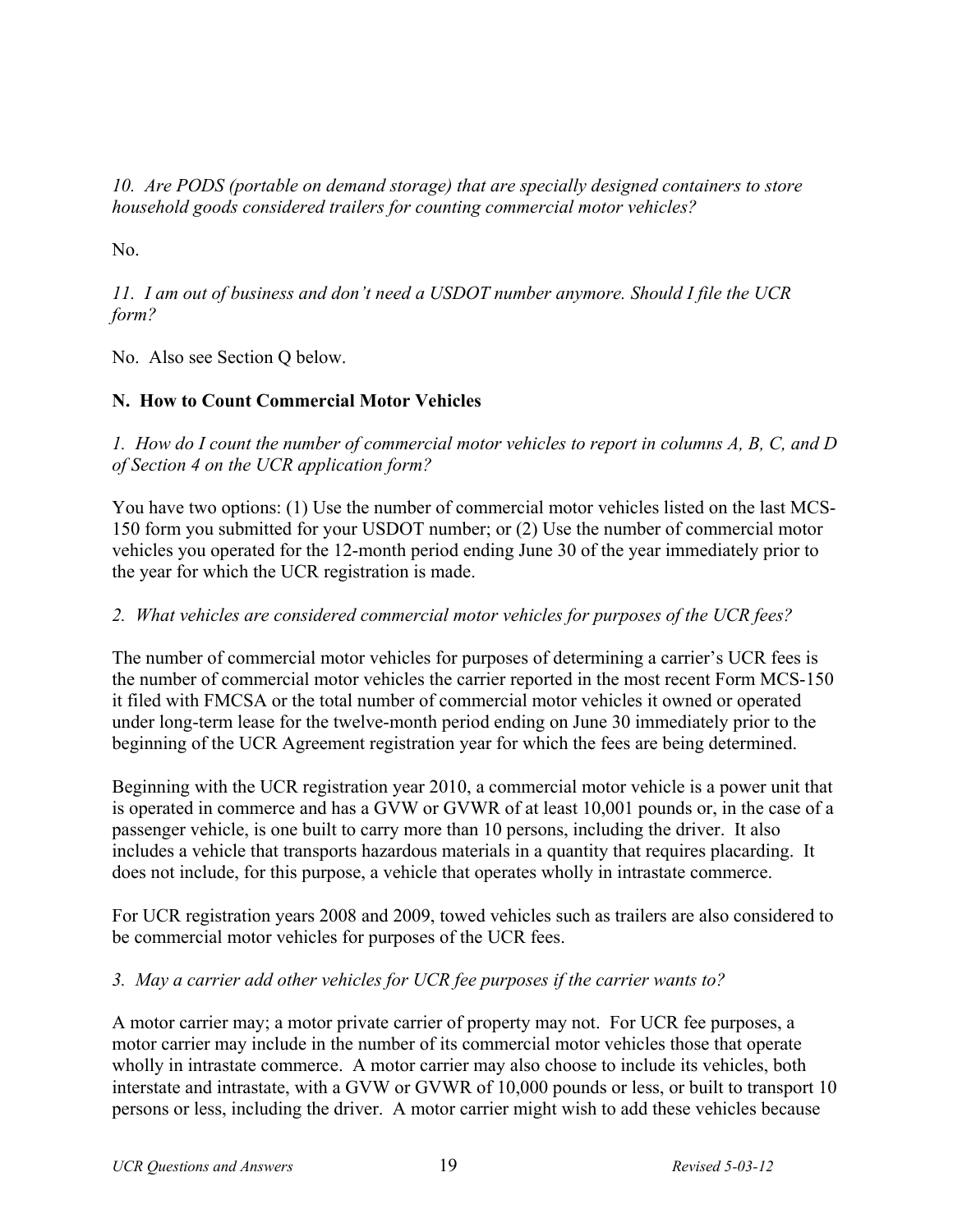*10. Are PODS (portable on demand storage) that are specially designed containers to store household goods considered trailers for counting commercial motor vehicles?*

No.

*11. I am out of business and don't need a USDOT number anymore. Should I file the UCR form?*

No. Also see Section Q below.

**N. How to Count Commercial Motor Vehicles**

*1. How do I count the number of commercial motor vehicles to report in columns A, B, C, and D of Section 4 on the UCR application form?*

You have two options: (1) Use the number of commercial motor vehicles listed on the last MCS-150 form you submitted for your USDOT number; or (2) Use the number of commercial motor vehicles you operated for the 12-month period ending June 30 of the year immediately prior to the year for which the UCR registration is made.

*2. What vehicles are considered commercial motor vehicles for purposes of the UCR fees?*

The number of commercial motor vehicles for purposes of determining a carrier's UCR fees is the number of commercial motor vehicles the carrier reported in the most recent Form MCS-150 it filed with FMCSA or the total number of commercial motor vehicles it owned or operated under long-term lease for the twelve-month period ending on June 30 immediately prior to the beginning of the UCR Agreement registration year for which the fees are being determined.

Beginning with the UCR registration year 2010, a commercial motor vehicle is a power unit that is operated in commerce and has a GVW or GVWR of at least 10,001 pounds or, in the case of a passenger vehicle, is one built to carry more than 10 persons, including the driver. It also includes a vehicle that transports hazardous materials in a quantity that requires placarding. It does not include, for this purpose, a vehicle that operates wholly in intrastate commerce.

For UCR registration years 2008 and 2009, towed vehicles such as trailers are also considered to be commercial motor vehicles for purposes of the UCR fees.

*3. May a carrier add other vehicles for UCR fee purposes if the carrier wants to?*

A motor carrier may; a motor private carrier of property may not. For UCR fee purposes, a motor carrier may include in the number of its commercial motor vehicles those that operate wholly in intrastate commerce. A motor carrier may also choose to include its vehicles, both interstate and intrastate, with a GVW or GVWR of 10,000 pounds or less, or built to transport 10 persons or less, including the driver. A motor carrier might wish to add these vehicles because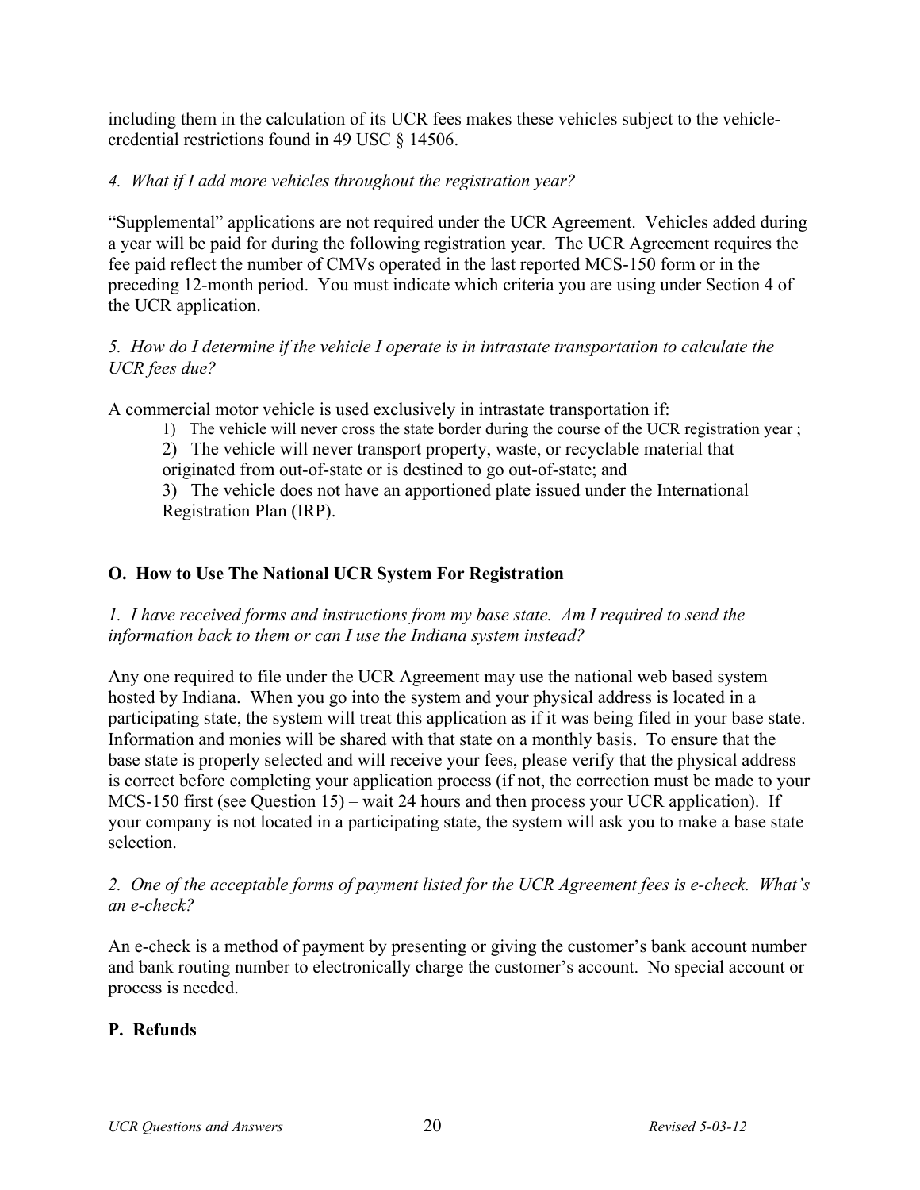including them in the calculation of its UCR fees makes these vehicles subject to the vehicle-credential restrictions found in 49 USC § 14506.

*4. What if I add more vehicles throughout the registration year?*

"Supplemental" applications are not required under the UCR Agreement. Vehicles added during a year will be paid for during the following registration year. The UCR Agreement requires the fee paid reflect the number of CMVs operated in the last reported MCS-150 form or in the preceding 12-month period. You must indicate which criteria you are using under Section 4 of the UCR application.

*5. How do I determine if the vehicle I operate is in intrastate transportation to calculate the UCR fees due?*

A commercial motor vehicle is used exclusively in intrastate transportation if:

1) The vehicle will never cross the state border during the course of the UCR registration year ;
2) The vehicle will never transport property, waste, or recyclable material that originated from out-of-state or is destined to go out-of-state; and
3) The vehicle does not have an apportioned plate issued under the International Registration Plan (IRP).

## O. How to Use The National UCR System For Registration

*1. I have received forms and instructions from my base state. Am I required to send the information back to them or can I use the Indiana system instead?*

Any one required to file under the UCR Agreement may use the national web based system hosted by Indiana. When you go into the system and your physical address is located in a participating state, the system will treat this application as if it was being filed in your base state. Information and monies will be shared with that state on a monthly basis. To ensure that the base state is properly selected and will receive your fees, please verify that the physical address is correct before completing your application process (if not, the correction must be made to your MCS-150 first (see Question 15) – wait 24 hours and then process your UCR application). If your company is not located in a participating state, the system will ask you to make a base state selection.

*2. One of the acceptable forms of payment listed for the UCR Agreement fees is e-check. What's an e-check?*

An e-check is a method of payment by presenting or giving the customer's bank account number and bank routing number to electronically charge the customer's account. No special account or process is needed.

## P. Refunds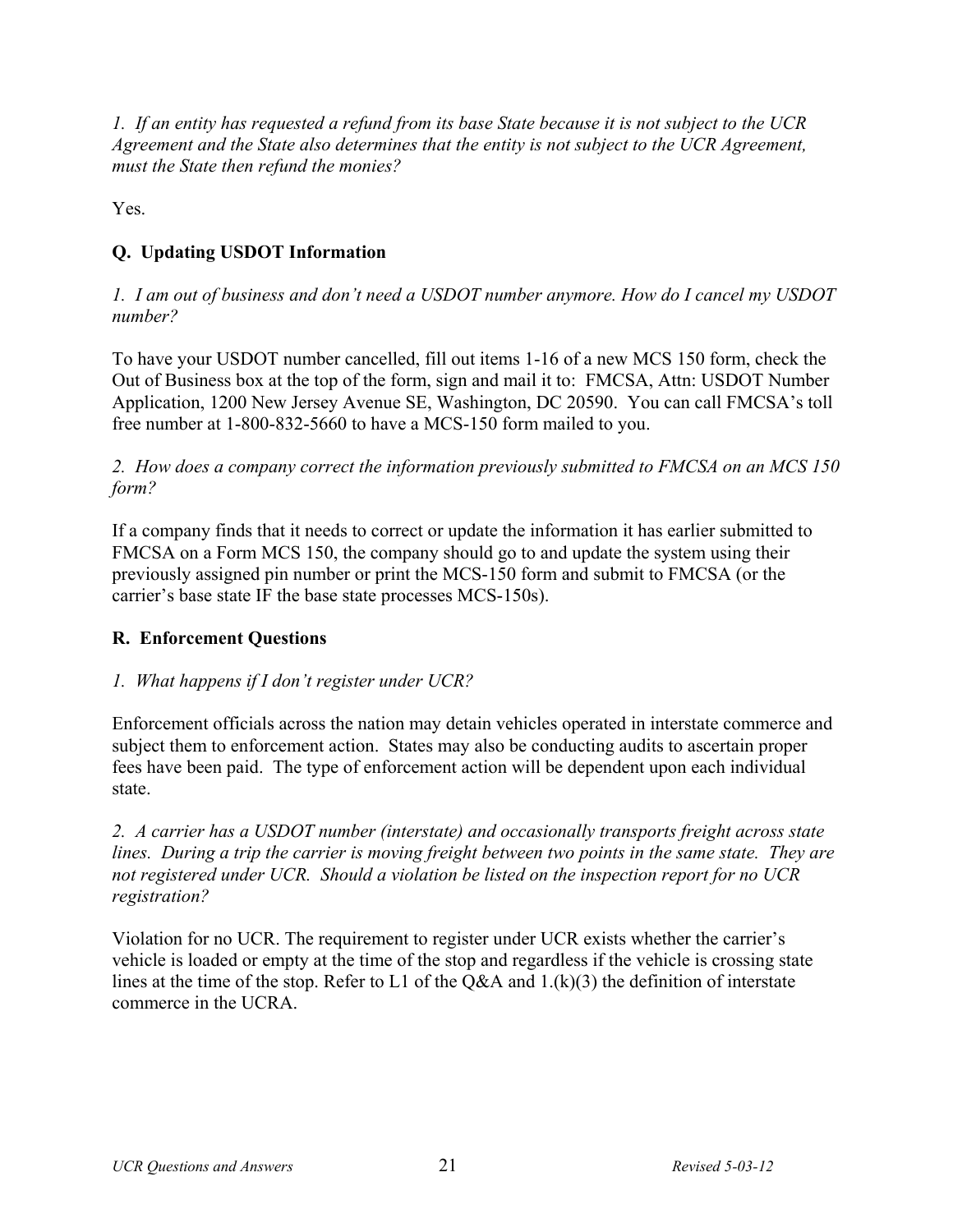*1. If an entity has requested a refund from its base State because it is not subject to the UCR Agreement and the State also determines that the entity is not subject to the UCR Agreement, must the State then refund the monies?*

Yes.

## Q. Updating USDOT Information

*1. I am out of business and don't need a USDOT number anymore. How do I cancel my USDOT number?*

To have your USDOT number cancelled, fill out items 1-16 of a new MCS 150 form, check the Out of Business box at the top of the form, sign and mail it to: FMCSA, Attn: USDOT Number Application, 1200 New Jersey Avenue SE, Washington, DC 20590. You can call FMCSA's toll free number at 1-800-832-5660 to have a MCS-150 form mailed to you.

*2. How does a company correct the information previously submitted to FMCSA on an MCS 150 form?*

If a company finds that it needs to correct or update the information it has earlier submitted to FMCSA on a Form MCS 150, the company should go to and update the system using their previously assigned pin number or print the MCS-150 form and submit to FMCSA (or the carrier's base state IF the base state processes MCS-150s).

## R. Enforcement Questions

*1. What happens if I don't register under UCR?*

Enforcement officials across the nation may detain vehicles operated in interstate commerce and subject them to enforcement action. States may also be conducting audits to ascertain proper fees have been paid. The type of enforcement action will be dependent upon each individual state.

*2. A carrier has a USDOT number (interstate) and occasionally transports freight across state lines. During a trip the carrier is moving freight between two points in the same state. They are not registered under UCR. Should a violation be listed on the inspection report for no UCR registration?*

Violation for no UCR. The requirement to register under UCR exists whether the carrier's vehicle is loaded or empty at the time of the stop and regardless if the vehicle is crossing state lines at the time of the stop. Refer to L1 of the Q&A and 1.(k)(3) the definition of interstate commerce in the UCRA.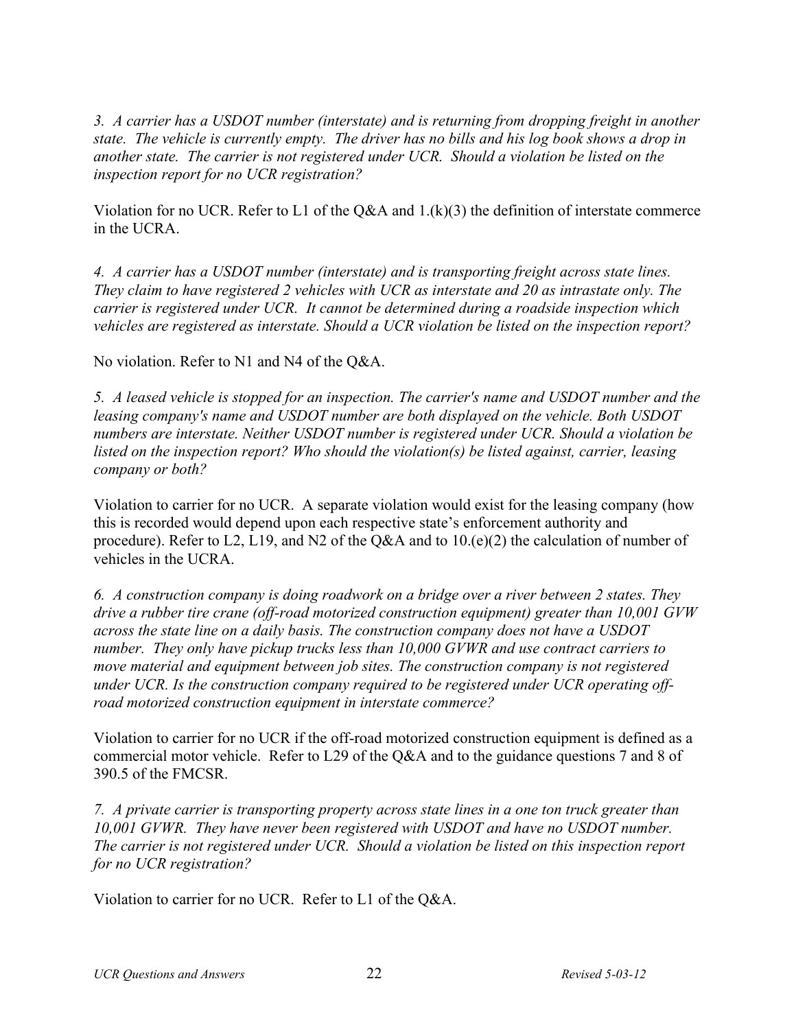*3. A carrier has a USDOT number (interstate) and is returning from dropping freight in another state. The vehicle is currently empty. The driver has no bills and his log book shows a drop in another state. The carrier is not registered under UCR. Should a violation be listed on the inspection report for no UCR registration?*

Violation for no UCR. Refer to L1 of the Q&A and 1.(k)(3) the definition of interstate commerce in the UCRA.

*4. A carrier has a USDOT number (interstate) and is transporting freight across state lines. They claim to have registered 2 vehicles with UCR as interstate and 20 as intrastate only. The carrier is registered under UCR. It cannot be determined during a roadside inspection which vehicles are registered as interstate. Should a UCR violation be listed on the inspection report?*

No violation. Refer to N1 and N4 of the Q&A.

*5. A leased vehicle is stopped for an inspection. The carrier's name and USDOT number and the leasing company's name and USDOT number are both displayed on the vehicle. Both USDOT numbers are interstate. Neither USDOT number is registered under UCR. Should a violation be listed on the inspection report? Who should the violation(s) be listed against, carrier, leasing company or both?*

Violation to carrier for no UCR. A separate violation would exist for the leasing company (how this is recorded would depend upon each respective state's enforcement authority and procedure). Refer to L2, L19, and N2 of the Q&A and to 10.(e)(2) the calculation of number of vehicles in the UCRA.

*6. A construction company is doing roadwork on a bridge over a river between 2 states. They drive a rubber tire crane (off-road motorized construction equipment) greater than 10,001 GVW across the state line on a daily basis. The construction company does not have a USDOT number. They only have pickup trucks less than 10,000 GVWR and use contract carriers to move material and equipment between job sites. The construction company is not registered under UCR. Is the construction company required to be registered under UCR operating off-road motorized construction equipment in interstate commerce?*

Violation to carrier for no UCR if the off-road motorized construction equipment is defined as a commercial motor vehicle. Refer to L29 of the Q&A and to the guidance questions 7 and 8 of 390.5 of the FMCSR.

*7. A private carrier is transporting property across state lines in a one ton truck greater than 10,001 GVWR. They have never been registered with USDOT and have no USDOT number. The carrier is not registered under UCR. Should a violation be listed on this inspection report for no UCR registration?*

Violation to carrier for no UCR. Refer to L1 of the Q&A.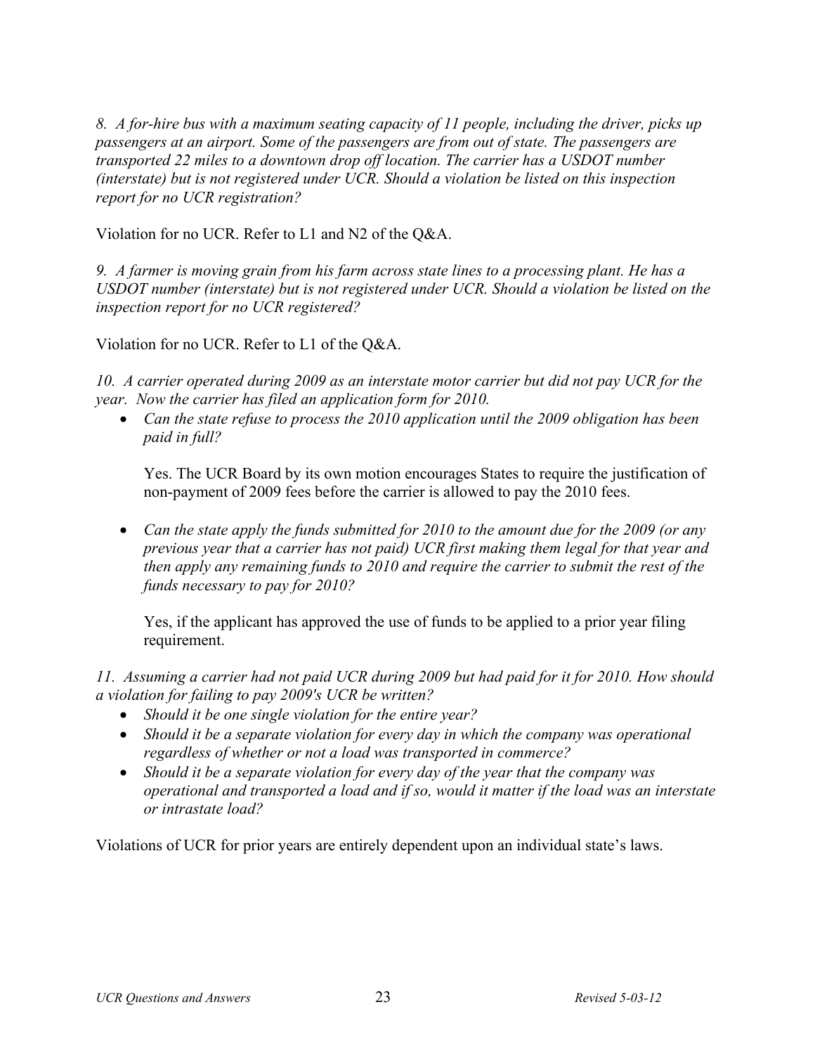*8. A for-hire bus with a maximum seating capacity of 11 people, including the driver, picks up passengers at an airport. Some of the passengers are from out of state. The passengers are transported 22 miles to a downtown drop off location. The carrier has a USDOT number (interstate) but is not registered under UCR. Should a violation be listed on this inspection report for no UCR registration?*

Violation for no UCR. Refer to L1 and N2 of the Q&A.

*9. A farmer is moving grain from his farm across state lines to a processing plant. He has a USDOT number (interstate) but is not registered under UCR. Should a violation be listed on the inspection report for no UCR registered?*

Violation for no UCR. Refer to L1 of the Q&A.

*10. A carrier operated during 2009 as an interstate motor carrier but did not pay UCR for the year. Now the carrier has filed an application form for 2010.*

- *Can the state refuse to process the 2010 application until the 2009 obligation has been paid in full?*

  Yes. The UCR Board by its own motion encourages States to require the justification of non-payment of 2009 fees before the carrier is allowed to pay the 2010 fees.

- *Can the state apply the funds submitted for 2010 to the amount due for the 2009 (or any previous year that a carrier has not paid) UCR first making them legal for that year and then apply any remaining funds to 2010 and require the carrier to submit the rest of the funds necessary to pay for 2010?*

  Yes, if the applicant has approved the use of funds to be applied to a prior year filing requirement.

*11. Assuming a carrier had not paid UCR during 2009 but had paid for it for 2010. How should a violation for failing to pay 2009's UCR be written?*

- *Should it be one single violation for the entire year?*
- *Should it be a separate violation for every day in which the company was operational regardless of whether or not a load was transported in commerce?*
- *Should it be a separate violation for every day of the year that the company was operational and transported a load and if so, would it matter if the load was an interstate or intrastate load?*

Violations of UCR for prior years are entirely dependent upon an individual state's laws.